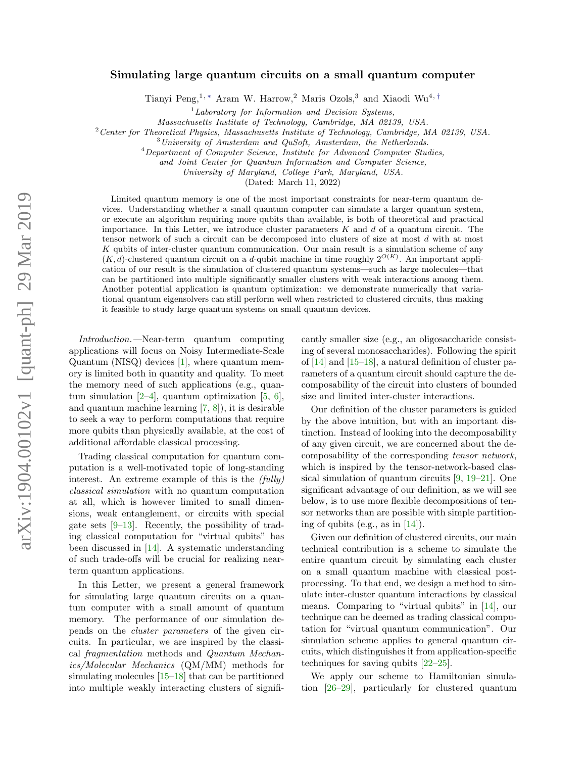# Simulating large quantum circuits on a small quantum computer

Tianyi Peng,[1,*] Aram W. Harrow,[2] Maris Ozols,[3] and Xiaodi Wu[4,†]

[1] *Laboratory for Information and Decision Systems, Massachusetts Institute of Technology, Cambridge, MA 02139, USA.*
[2] *Center for Theoretical Physics, Massachusetts Institute of Technology, Cambridge, MA 02139, USA.*
[3] *University of Amsterdam and QuSoft, Amsterdam, the Netherlands.*
[4] *Department of Computer Science, Institute for Advanced Computer Studies, and Joint Center for Quantum Information and Computer Science, University of Maryland, College Park, Maryland, USA.*

(Dated: March 11, 2022)

Limited quantum memory is one of the most important constraints for near-term quantum devices. Understanding whether a small quantum computer can simulate a larger quantum system, or execute an algorithm requiring more qubits than available, is both of theoretical and practical importance. In this Letter, we introduce cluster parameters $K$ and $d$ of a quantum circuit. The tensor network of such a circuit can be decomposed into clusters of size at most $d$ with at most $K$ qubits of inter-cluster quantum communication. Our main result is a simulation scheme of any $(K, d)$-clustered quantum circuit on a $d$-qubit machine in time roughly $2^{O(K)}$. An important application of our result is the simulation of clustered quantum systems—such as large molecules—that can be partitioned into multiple significantly smaller clusters with weak interactions among them. Another potential application is quantum optimization: we demonstrate numerically that variational quantum eigensolvers can still perform well when restricted to clustered circuits, thus making it feasible to study large quantum systems on small quantum devices.

*Introduction.*—Near-term quantum computing applications will focus on Noisy Intermediate-Scale Quantum (NISQ) devices [1], where quantum memory is limited both in quantity and quality. To meet the memory need of such applications (e.g., quantum simulation [2–4], quantum optimization [5, 6], and quantum machine learning [7, 8]), it is desirable to seek a way to perform computations that require more qubits than physically available, at the cost of additional affordable classical processing.

Trading classical computation for quantum computation is a well-motivated topic of long-standing interest. An extreme example of this is the *(fully) classical simulation* with no quantum computation at all, which is however limited to small dimensions, weak entanglement, or circuits with special gate sets [9–13]. Recently, the possibility of trading classical computation for "virtual qubits" has been discussed in [14]. A systematic understanding of such trade-offs will be crucial for realizing near-term quantum applications.

In this Letter, we present a general framework for simulating large quantum circuits on a quantum computer with a small amount of quantum memory. The performance of our simulation depends on the *cluster parameters* of the given circuits. In particular, we are inspired by the classical *fragmentation* methods and *Quantum Mechanics/Molecular Mechanics* (QM/MM) methods for simulating molecules [15–18] that can be partitioned into multiple weakly interacting clusters of significantly smaller size (e.g., an oligosaccharide consisting of several monosaccharides). Following the spirit of [14] and [15–18], a natural definition of cluster parameters of a quantum circuit should capture the decomposability of the circuit into clusters of bounded size and limited inter-cluster interactions.

Our definition of the cluster parameters is guided by the above intuition, but with an important distinction. Instead of looking into the decomposability of any given circuit, we are concerned about the decomposability of the corresponding *tensor network*, which is inspired by the tensor-network-based classical simulation of quantum circuits [9, 19–21]. One significant advantage of our definition, as we will see below, is to use more flexible decompositions of tensor networks than are possible with simple partitioning of qubits (e.g., as in [14]).

Given our definition of clustered circuits, our main technical contribution is a scheme to simulate the entire quantum circuit by simulating each cluster on a small quantum machine with classical post-processing. To that end, we design a method to simulate inter-cluster quantum interactions by classical means. Comparing to "virtual qubits" in [14], our technique can be deemed as trading classical computation for "virtual quantum communication". Our simulation scheme applies to general quantum circuits, which distinguishes it from application-specific techniques for saving qubits [22–25].

We apply our scheme to Hamiltonian simulation [26–29], particularly for clustered quantum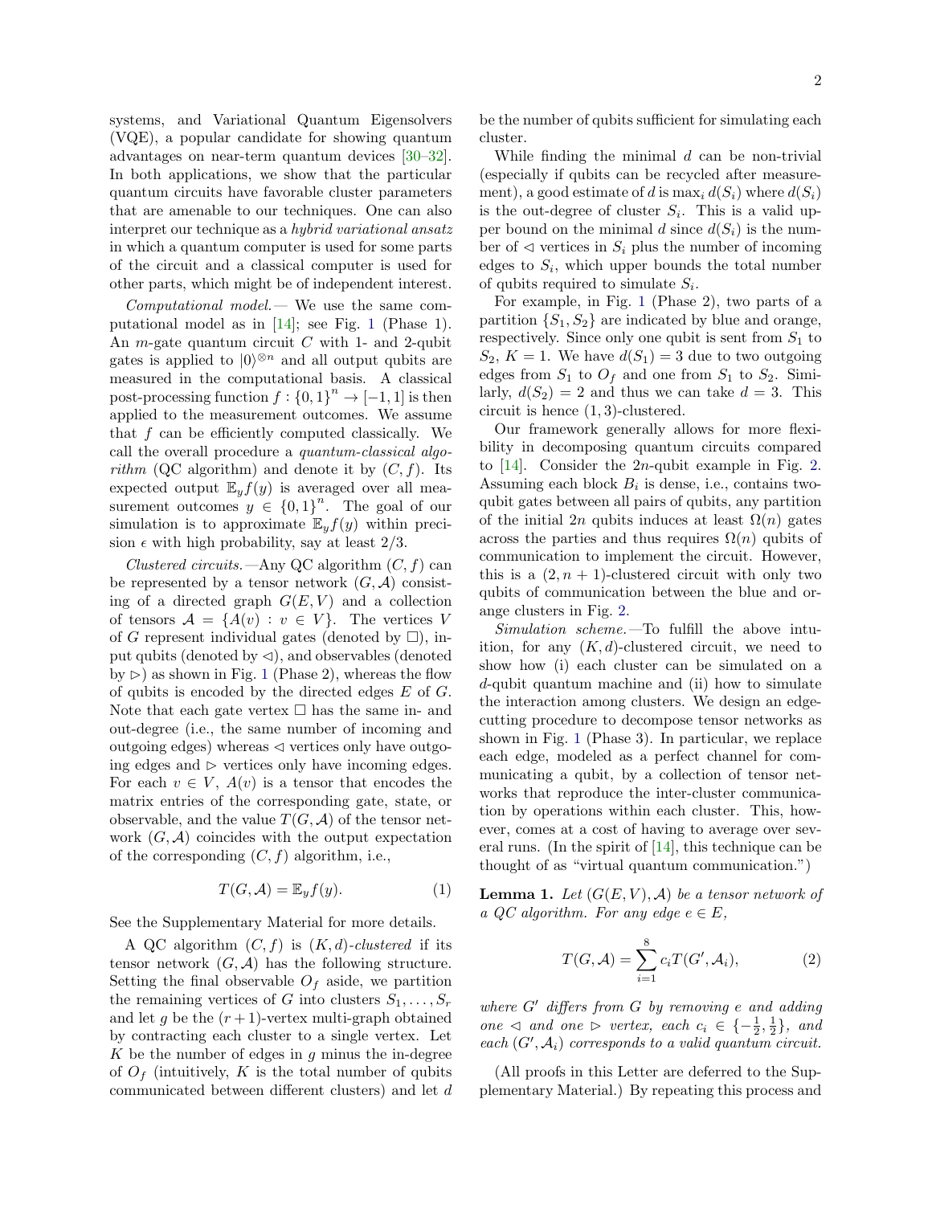systems, and Variational Quantum Eigensolvers (VQE), a popular candidate for showing quantum advantages on near-term quantum devices [30–32]. In both applications, we show that the particular quantum circuits have favorable cluster parameters that are amenable to our techniques. One can also interpret our technique as a *hybrid variational ansatz* in which a quantum computer is used for some parts of the circuit and a classical computer is used for other parts, which might be of independent interest.

*Computational model.*— We use the same computational model as in [14]; see Fig. 1 (Phase 1). An $m$-gate quantum circuit $C$ with 1- and 2-qubit gates is applied to $|0\rangle^{\otimes n}$ and all output qubits are measured in the computational basis. A classical post-processing function $f : \{0,1\}^n \to [-1,1]$ is then applied to the measurement outcomes. We assume that $f$ can be efficiently computed classically. We call the overall procedure a *quantum-classical algorithm* (QC algorithm) and denote it by $(C, f)$. Its expected output $\mathbb{E}_y f(y)$ is averaged over all measurement outcomes $y \in \{0,1\}^n$. The goal of our simulation is to approximate $\mathbb{E}_y f(y)$ within precision $\epsilon$ with high probability, say at least 2/3.

*Clustered circuits.*—Any QC algorithm $(C, f)$ can be represented by a tensor network $(G, \mathcal{A})$ consisting of a directed graph $G(E, V)$ and a collection of tensors $\mathcal{A} = \{A(v) : v \in V\}$. The vertices $V$ of $G$ represent individual gates (denoted by $\square$), input qubits (denoted by $\lhd$), and observables (denoted by $\rhd$) as shown in Fig. 1 (Phase 2), whereas the flow of qubits is encoded by the directed edges $E$ of $G$. Note that each gate vertex $\square$ has the same in- and out-degree (i.e., the same number of incoming and outgoing edges) whereas $\lhd$ vertices only have outgoing edges and $\rhd$ vertices only have incoming edges. For each $v \in V$, $A(v)$ is a tensor that encodes the matrix entries of the corresponding gate, state, or observable, and the value $T(G, \mathcal{A})$ of the tensor network $(G, \mathcal{A})$ coincides with the output expectation of the corresponding $(C, f)$ algorithm, i.e.,

$$T(G, \mathcal{A}) = \mathbb{E}_y f(y). \tag{1}$$

See the Supplementary Material for more details.

A QC algorithm $(C, f)$ is $(K, d)$*-clustered* if its tensor network $(G, \mathcal{A})$ has the following structure. Setting the final observable $O_f$ aside, we partition the remaining vertices of $G$ into clusters $S_1, \ldots, S_r$ and let $g$ be the $(r+1)$-vertex multi-graph obtained by contracting each cluster to a single vertex. Let $K$ be the number of edges in $g$ minus the in-degree of $O_f$ (intuitively, $K$ is the total number of qubits communicated between different clusters) and let $d$ be the number of qubits sufficient for simulating each cluster.

While finding the minimal $d$ can be non-trivial (especially if qubits can be recycled after measurement), a good estimate of $d$ is $\max_i d(S_i)$ where $d(S_i)$ is the out-degree of cluster $S_i$. This is a valid upper bound on the minimal $d$ since $d(S_i)$ is the number of $\lhd$ vertices in $S_i$ plus the number of incoming edges to $S_i$, which upper bounds the total number of qubits required to simulate $S_i$.

For example, in Fig. 1 (Phase 2), two parts of a partition $\{S_1, S_2\}$ are indicated by blue and orange, respectively. Since only one qubit is sent from $S_1$ to $S_2$, $K = 1$. We have $d(S_1) = 3$ due to two outgoing edges from $S_1$ to $O_f$ and one from $S_1$ to $S_2$. Similarly, $d(S_2) = 2$ and thus we can take $d = 3$. This circuit is hence $(1, 3)$-clustered.

Our framework generally allows for more flexibility in decomposing quantum circuits compared to [14]. Consider the $2n$-qubit example in Fig. 2. Assuming each block $B_i$ is dense, i.e., contains two-qubit gates between all pairs of qubits, any partition of the initial $2n$ qubits induces at least $\Omega(n)$ gates across the parties and thus requires $\Omega(n)$ qubits of communication to implement the circuit. However, this is a $(2, n+1)$-clustered circuit with only two qubits of communication between the blue and orange clusters in Fig. 2.

*Simulation scheme.*—To fulfill the above intuition, for any $(K, d)$-clustered circuit, we need to show how (i) each cluster can be simulated on a $d$-qubit quantum machine and (ii) how to simulate the interaction among clusters. We design an edge-cutting procedure to decompose tensor networks as shown in Fig. 1 (Phase 3). In particular, we replace each edge, modeled as a perfect channel for communicating a qubit, by a collection of tensor networks that reproduce the inter-cluster communication by operations within each cluster. This, however, comes at a cost of having to average over several runs. (In the spirit of [14], this technique can be thought of as "virtual quantum communication.")

**Lemma 1.** *Let $(G(E, V), \mathcal{A})$ be a tensor network of a QC algorithm. For any edge $e \in E$,*

$$T(G, \mathcal{A}) = \sum_{i=1}^{8} c_i T(G', \mathcal{A}_i), \tag{2}$$

*where $G'$ differs from $G$ by removing $e$ and adding one $\lhd$ and one $\rhd$ vertex, each $c_i \in \{-\frac{1}{2}, \frac{1}{2}\}$, and each $(G', \mathcal{A}_i)$ corresponds to a valid quantum circuit.*

(All proofs in this Letter are deferred to the Supplementary Material.) By repeating this process and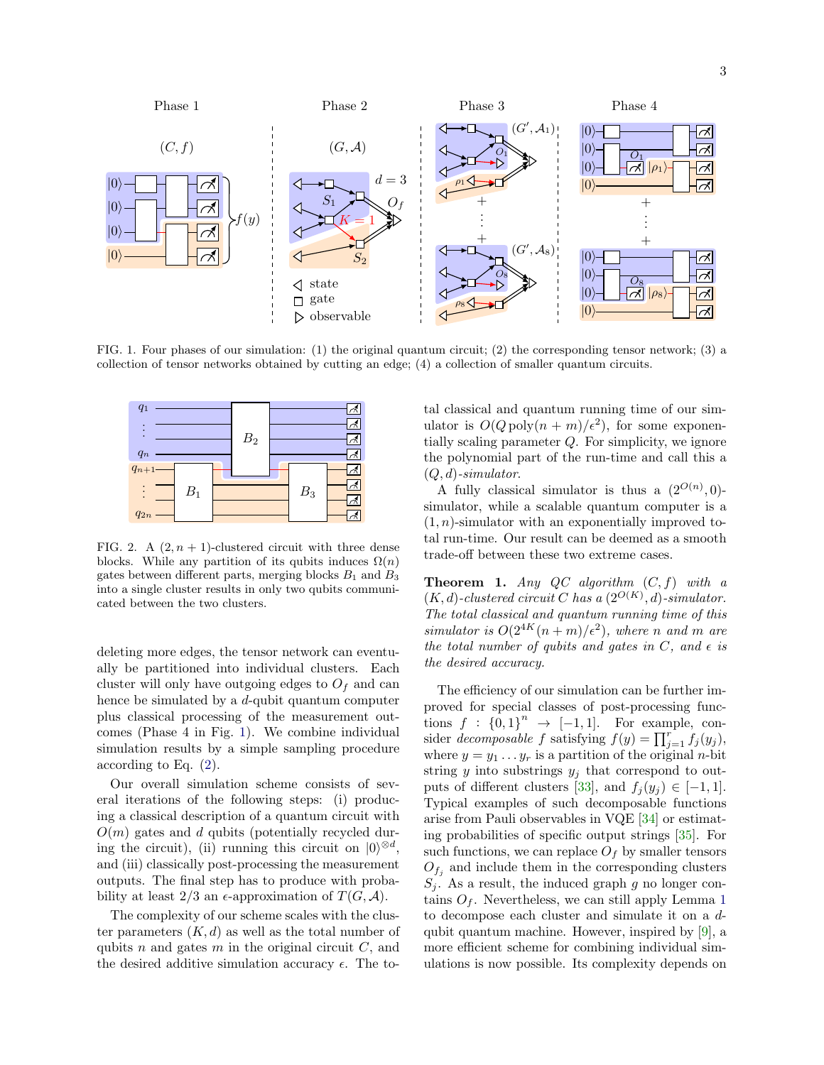FIG. 1. Four phases of our simulation: (1) the original quantum circuit; (2) the corresponding tensor network; (3) a collection of tensor networks obtained by cutting an edge; (4) a collection of smaller quantum circuits.

FIG. 2. A $(2, n+1)$-clustered circuit with three dense blocks. While any partition of its qubits induces $\Omega(n)$ gates between different parts, merging blocks $B_1$ and $B_3$ into a single cluster results in only two qubits communicated between the two clusters.

deleting more edges, the tensor network can eventually be partitioned into individual clusters. Each cluster will only have outgoing edges to $O_f$ and can hence be simulated by a $d$-qubit quantum computer plus classical processing of the measurement outcomes (Phase 4 in Fig. 1). We combine individual simulation results by a simple sampling procedure according to Eq. (2).

Our overall simulation scheme consists of several iterations of the following steps: (i) producing a classical description of a quantum circuit with $O(m)$ gates and $d$ qubits (potentially recycled during the circuit), (ii) running this circuit on $|0\rangle^{\otimes d}$, and (iii) classically post-processing the measurement outputs. The final step has to produce with probability at least 2/3 an $\epsilon$-approximation of $T(G, \mathcal{A})$.

The complexity of our scheme scales with the cluster parameters $(K, d)$ as well as the total number of qubits $n$ and gates $m$ in the original circuit $C$, and the desired additive simulation accuracy $\epsilon$. The total classical and quantum running time of our simulator is $O(Q \,\mathrm{poly}(n+m)/\epsilon^2)$, for some exponentially scaling parameter $Q$. For simplicity, we ignore the polynomial part of the run-time and call this a $(Q, d)$*-simulator*.

A fully classical simulator is thus a $(2^{O(n)}, 0)$-simulator, while a scalable quantum computer is a $(1, n)$-simulator with an exponentially improved total run-time. Our result can be deemed as a smooth trade-off between these two extreme cases.

**Theorem 1.** *Any QC algorithm $(C, f)$ with a $(K, d)$-clustered circuit $C$ has a $(2^{O(K)}, d)$-simulator. The total classical and quantum running time of this simulator is $O(2^{4K}(n+m)/\epsilon^2)$, where $n$ and $m$ are the total number of qubits and gates in $C$, and $\epsilon$ is the desired accuracy.*

The efficiency of our simulation can be further improved for special classes of post-processing functions $f : \{0,1\}^n \to [-1, 1]$. For example, consider *decomposable* $f$ satisfying $f(y) = \prod_{j=1}^{r} f_j(y_j)$, where $y = y_1 \ldots y_r$ is a partition of the original $n$-bit string $y$ into substrings $y_j$ that correspond to outputs of different clusters [33], and $f_j(y_j) \in [-1, 1]$. Typical examples of such decomposable functions arise from Pauli observables in VQE [34] or estimating probabilities of specific output strings [35]. For such functions, we can replace $O_f$ by smaller tensors $O_{f_j}$ and include them in the corresponding clusters $S_j$. As a result, the induced graph $g$ no longer contains $O_f$. Nevertheless, we can still apply Lemma 1 to decompose each cluster and simulate it on a $d$-qubit quantum machine. However, inspired by [9], a more efficient scheme for combining individual simulations is now possible. Its complexity depends on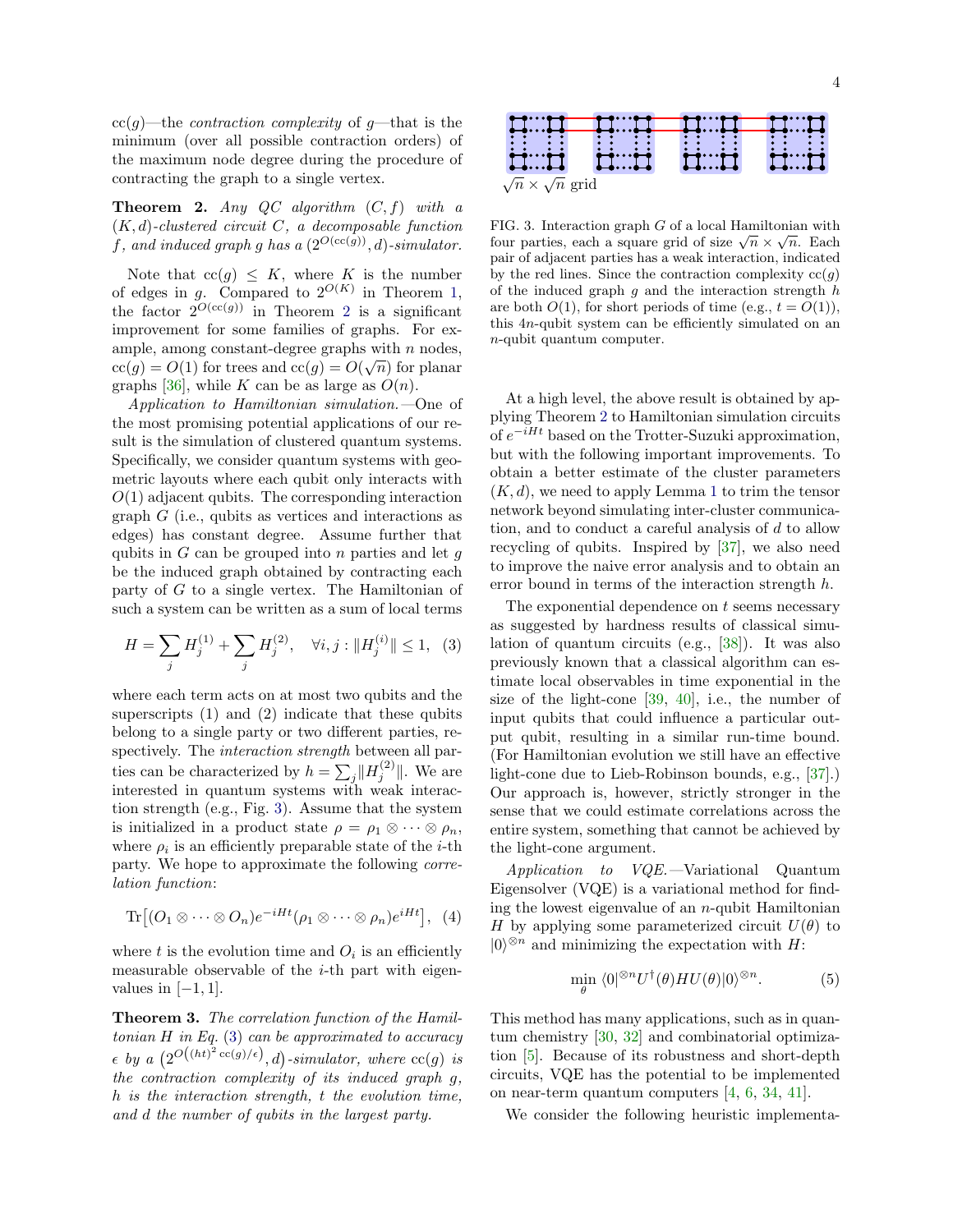cc($g$)—the *contraction complexity* of $g$—that is the minimum (over all possible contraction orders) of the maximum node degree during the procedure of contracting the graph to a single vertex.

**Theorem 2.** *Any QC algorithm $(C, f)$ with a $(K, d)$-clustered circuit $C$, a decomposable function $f$, and induced graph $g$ has a $(2^{O(\mathrm{cc}(g))}, d)$-simulator.*

Note that $\mathrm{cc}(g) \le K$, where $K$ is the number of edges in $g$. Compared to $2^{O(K)}$ in Theorem 1, the factor $2^{O(\mathrm{cc}(g))}$ in Theorem 2 is a significant improvement for some families of graphs. For example, among constant-degree graphs with $n$ nodes, $\mathrm{cc}(g) = O(1)$ for trees and $\mathrm{cc}(g) = O(\sqrt{n})$ for planar graphs [36], while $K$ can be as large as $O(n)$.

*Application to Hamiltonian simulation.*—One of the most promising potential applications of our result is the simulation of clustered quantum systems. Specifically, we consider quantum systems with geometric layouts where each qubit only interacts with $O(1)$ adjacent qubits. The corresponding interaction graph $G$ (i.e., qubits as vertices and interactions as edges) has constant degree. Assume further that qubits in $G$ can be grouped into $n$ parties and let $g$ be the induced graph obtained by contracting each party of $G$ to a single vertex. The Hamiltonian of such a system can be written as a sum of local terms

$$H = \sum_j H_j^{(1)} + \sum_j H_j^{(2)}, \quad \forall i, j : \|H_j^{(i)}\| \le 1, \quad (3)$$

where each term acts on at most two qubits and the superscripts (1) and (2) indicate that these qubits belong to a single party or two different parties, respectively. The *interaction strength* between all parties can be characterized by $h = \sum_j \|H_j^{(2)}\|$. We are interested in quantum systems with weak interaction strength (e.g., Fig. 3). Assume that the system is initialized in a product state $\rho = \rho_1 \otimes \cdots \otimes \rho_n$, where $\rho_i$ is an efficiently preparable state of the $i$-th party. We hope to approximate the following *correlation function*:

$$\mathrm{Tr}\big[(O_1 \otimes \cdots \otimes O_n) e^{-iHt} (\rho_1 \otimes \cdots \otimes \rho_n) e^{iHt}\big], \quad (4)$$

where $t$ is the evolution time and $O_i$ is an efficiently measurable observable of the $i$-th part with eigenvalues in $[-1, 1]$.

**Theorem 3.** *The correlation function of the Hamiltonian $H$ in Eq. (3) can be approximated to accuracy $\epsilon$ by a $\big(2^{O\left((ht)^2 \mathrm{cc}(g)/\epsilon\right)}, d\big)$-simulator, where $\mathrm{cc}(g)$ is the contraction complexity of its induced graph $g$, $h$ is the interaction strength, $t$ the evolution time, and $d$ the number of qubits in the largest party.*

$\sqrt{n} \times \sqrt{n}$ grid

FIG. 3. Interaction graph $G$ of a local Hamiltonian with four parties, each a square grid of size $\sqrt{n} \times \sqrt{n}$. Each pair of adjacent parties has a weak interaction, indicated by the red lines. Since the contraction complexity $\mathrm{cc}(g)$ of the induced graph $g$ and the interaction strength $h$ are both $O(1)$, for short periods of time (e.g., $t = O(1)$), this $4n$-qubit system can be efficiently simulated on an $n$-qubit quantum computer.

At a high level, the above result is obtained by applying Theorem 2 to Hamiltonian simulation circuits of $e^{-iHt}$ based on the Trotter-Suzuki approximation, but with the following important improvements. To obtain a better estimate of the cluster parameters $(K, d)$, we need to apply Lemma 1 to trim the tensor network beyond simulating inter-cluster communication, and to conduct a careful analysis of $d$ to allow recycling of qubits. Inspired by [37], we also need to improve the naive error analysis and to obtain an error bound in terms of the interaction strength $h$.

The exponential dependence on $t$ seems necessary as suggested by hardness results of classical simulation of quantum circuits (e.g., [38]). It was also previously known that a classical algorithm can estimate local observables in time exponential in the size of the light-cone [39, 40], i.e., the number of input qubits that could influence a particular output qubit, resulting in a similar run-time bound. (For Hamiltonian evolution we still have an effective light-cone due to Lieb-Robinson bounds, e.g., [37].) Our approach is, however, strictly stronger in the sense that we could estimate correlations across the entire system, something that cannot be achieved by the light-cone argument.

*Application to VQE.*—Variational Quantum Eigensolver (VQE) is a variational method for finding the lowest eigenvalue of an $n$-qubit Hamiltonian $H$ by applying some parameterized circuit $U(\theta)$ to $|0\rangle^{\otimes n}$ and minimizing the expectation with $H$:

$$\min_\theta \langle 0|^{\otimes n} U^\dagger(\theta) H U(\theta) |0\rangle^{\otimes n}. \quad (5)$$

This method has many applications, such as in quantum chemistry [30, 32] and combinatorial optimization [5]. Because of its robustness and short-depth circuits, VQE has the potential to be implemented on near-term quantum computers [4, 6, 34, 41].

We consider the following heuristic implementa-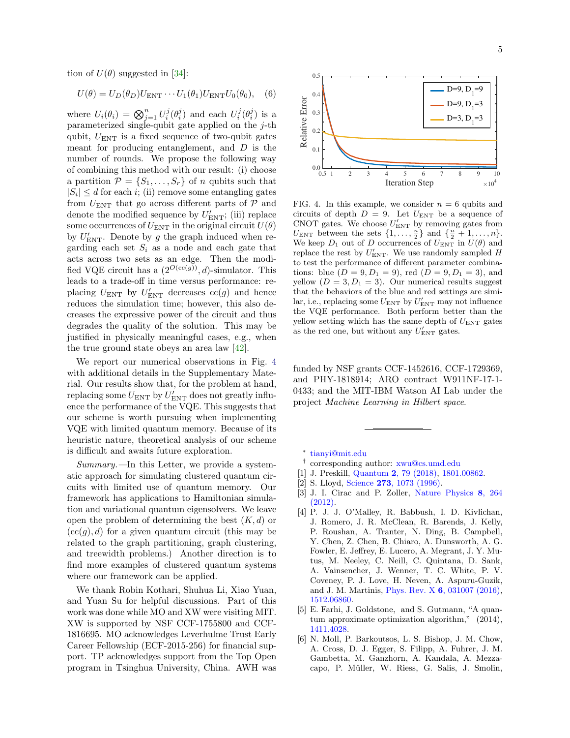tion of $U(\theta)$ suggested in [34]:

$$U(\theta) = U_D(\theta_D) U_{\text{ENT}} \cdots U_1(\theta_1) U_{\text{ENT}} U_0(\theta_0), \quad (6)$$

where $U_i(\theta_i) = \bigotimes_{j=1}^n U_i^j(\theta_i^j)$ and each $U_i^j(\theta_i^j)$ is a parameterized single-qubit gate applied on the $j$-th qubit, $U_{\text{ENT}}$ is a fixed sequence of two-qubit gates meant for producing entanglement, and $D$ is the number of rounds. We propose the following way of combining this method with our result: (i) choose a partition $\mathcal{P} = \{S_1, \dots, S_r\}$ of $n$ qubits such that $|S_i| \le d$ for each $i$; (ii) remove some entangling gates from $U_{\text{ENT}}$ that go across different parts of $\mathcal{P}$ and denote the modified sequence by $U'_{\text{ENT}}$; (iii) replace some occurrences of $U_{\text{ENT}}$ in the original circuit $U(\theta)$ by $U'_{\text{ENT}}$. Denote by $g$ the graph induced when regarding each set $S_i$ as a node and each gate that acts across two sets as an edge. Then the modified VQE circuit has a $(2^{O(\text{cc}(g))}, d)$-simulator. This leads to a trade-off in time versus performance: replacing $U_{\text{ENT}}$ by $U'_{\text{ENT}}$ decreases $\text{cc}(g)$ and hence reduces the simulation time; however, this also decreases the expressive power of the circuit and thus degrades the quality of the solution. This may be justified in physically meaningful cases, e.g., when the true ground state obeys an area law [42].

We report our numerical observations in Fig. 4 with additional details in the Supplementary Material. Our results show that, for the problem at hand, replacing some $U_{\text{ENT}}$ by $U'_{\text{ENT}}$ does not greatly influence the performance of the VQE. This suggests that our scheme is worth pursuing when implementing VQE with limited quantum memory. Because of its heuristic nature, theoretical analysis of our scheme is difficult and awaits future exploration.

*Summary.*—In this Letter, we provide a systematic approach for simulating clustered quantum circuits with limited use of quantum memory. Our framework has applications to Hamiltonian simulation and variational quantum eigensolvers. We leave open the problem of determining the best $(K, d)$ or $(\text{cc}(g), d)$ for a given quantum circuit (this may be related to the graph partitioning, graph clustering, and treewidth problems.) Another direction is to find more examples of clustered quantum systems where our framework can be applied.

We thank Robin Kothari, Shuhua Li, Xiao Yuan, and Yuan Su for helpful discussions. Part of this work was done while MO and XW were visiting MIT. XW is supported by NSF CCF-1755800 and CCF-1816695. MO acknowledges Leverhulme Trust Early Career Fellowship (ECF-2015-256) for financial support. TP acknowledges support from the Top Open program in Tsinghua University, China. AWH was funded by NSF grants CCF-1452616, CCF-1729369, and PHY-1818914; ARO contract W911NF-17-1-0433; and the MIT-IBM Watson AI Lab under the project *Machine Learning in Hilbert space*.

FIG. 4. In this example, we consider $n = 6$ qubits and circuits of depth $D = 9$. Let $U_{\text{ENT}}$ be a sequence of CNOT gates. We choose $U'_{\text{ENT}}$ by removing gates from $U_{\text{ENT}}$ between the sets $\{1, \dots, \frac{n}{2}\}$ and $\{\frac{n}{2}+1, \dots, n\}$. We keep $D_1$ out of $D$ occurrences of $U_{\text{ENT}}$ in $U(\theta)$ and replace the rest by $U'_{\text{ENT}}$. We use randomly sampled $H$ to test the performance of different parameter combinations: blue ($D = 9, D_1 = 9$), red ($D = 9, D_1 = 3$), and yellow ($D = 3, D_1 = 3$). Our numerical results suggest that the behaviors of the blue and red settings are similar, i.e., replacing some $U_{\text{ENT}}$ by $U'_{\text{ENT}}$ may not influence the VQE performance. Both perform better than the yellow setting which has the same depth of $U_{\text{ENT}}$ gates as the red one, but without any $U'_{\text{ENT}}$ gates.

---

\* tianyi@mit.edu

† corresponding author: xwu@cs.umd.edu

[1] J. Preskill, Quantum **2**, 79 (2018), 1801.00862.

[2] S. Lloyd, Science **273**, 1073 (1996).

[3] J. I. Cirac and P. Zoller, Nature Physics **8**, 264 (2012).

[4] P. J. J. O'Malley, R. Babbush, I. D. Kivlichan, J. Romero, J. R. McClean, R. Barends, J. Kelly, P. Roushan, A. Tranter, N. Ding, B. Campbell, Y. Chen, Z. Chen, B. Chiaro, A. Dunsworth, A. G. Fowler, E. Jeffrey, E. Lucero, A. Megrant, J. Y. Mutus, M. Neeley, C. Neill, C. Quintana, D. Sank, A. Vainsencher, J. Wenner, T. C. White, P. V. Coveney, P. J. Love, H. Neven, A. Aspuru-Guzik, and J. M. Martinis, Phys. Rev. X **6**, 031007 (2016), 1512.06860.

[5] E. Farhi, J. Goldstone, and S. Gutmann, "A quantum approximate optimization algorithm," (2014), 1411.4028.

[6] N. Moll, P. Barkoutsos, L. S. Bishop, J. M. Chow, A. Cross, D. J. Egger, S. Filipp, A. Fuhrer, J. M. Gambetta, M. Ganzhorn, A. Kandala, A. Mezzacapo, P. Müller, W. Riess, G. Salis, J. Smolin,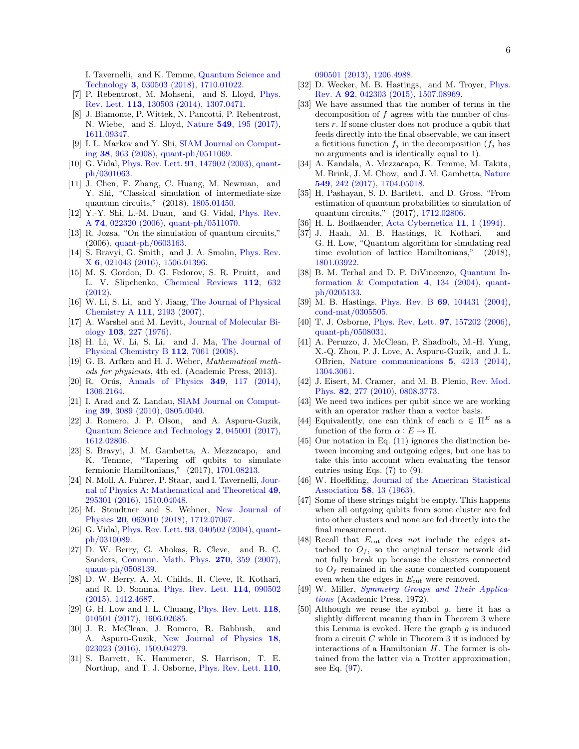I. Tavernelli, and K. Temme, Quantum Science and Technology **3**, 030503 (2018), 1710.01022.

[7] P. Rebentrost, M. Mohseni, and S. Lloyd, Phys. Rev. Lett. **113**, 130503 (2014), 1307.0471.

[8] J. Biamonte, P. Wittek, N. Pancotti, P. Rebentrost, N. Wiebe, and S. Lloyd, Nature **549**, 195 (2017), 1611.09347.

[9] I. L. Markov and Y. Shi, SIAM Journal on Computing **38**, 963 (2008), quant-ph/0511069.

[10] G. Vidal, Phys. Rev. Lett. **91**, 147902 (2003), quant-ph/0301063.

[11] J. Chen, F. Zhang, C. Huang, M. Newman, and Y. Shi, "Classical simulation of intermediate-size quantum circuits," (2018), 1805.01450.

[12] Y.-Y. Shi, L.-M. Duan, and G. Vidal, Phys. Rev. A **74**, 022320 (2006), quant-ph/0511070.

[13] R. Jozsa, "On the simulation of quantum circuits," (2006), quant-ph/0603163.

[14] S. Bravyi, G. Smith, and J. A. Smolin, Phys. Rev. X **6**, 021043 (2016), 1506.01396.

[15] M. S. Gordon, D. G. Fedorov, S. R. Pruitt, and L. V. Slipchenko, Chemical Reviews **112**, 632 (2012).

[16] W. Li, S. Li, and Y. Jiang, The Journal of Physical Chemistry A **111**, 2193 (2007).

[17] A. Warshel and M. Levitt, Journal of Molecular Biology **103**, 227 (1976).

[18] H. Li, W. Li, S. Li, and J. Ma, The Journal of Physical Chemistry B **112**, 7061 (2008).

[19] G. B. Arfken and H. J. Weber, *Mathematical methods for physicists*, 4th ed. (Academic Press, 2013).

[20] R. Orús, Annals of Physics **349**, 117 (2014), 1306.2164.

[21] I. Arad and Z. Landau, SIAM Journal on Computing **39**, 3089 (2010), 0805.0040.

[22] J. Romero, J. P. Olson, and A. Aspuru-Guzik, Quantum Science and Technology **2**, 045001 (2017), 1612.02806.

[23] S. Bravyi, J. M. Gambetta, A. Mezzacapo, and K. Temme, "Tapering off qubits to simulate fermionic Hamiltonians," (2017), 1701.08213.

[24] N. Moll, A. Fuhrer, P. Staar, and I. Tavernelli, Journal of Physics A: Mathematical and Theoretical **49**, 295301 (2016), 1510.04048.

[25] M. Steudtner and S. Wehner, New Journal of Physics **20**, 063010 (2018), 1712.07067.

[26] G. Vidal, Phys. Rev. Lett. **93**, 040502 (2004), quant-ph/0310089.

[27] D. W. Berry, G. Ahokas, R. Cleve, and B. C. Sanders, Commun. Math. Phys. **270**, 359 (2007), quant-ph/0508139.

[28] D. W. Berry, A. M. Childs, R. Cleve, R. Kothari, and R. D. Somma, Phys. Rev. Lett. **114**, 090502 (2015), 1412.4687.

[29] G. H. Low and I. L. Chuang, Phys. Rev. Lett. **118**, 010501 (2017), 1606.02685.

[30] J. R. McClean, J. Romero, R. Babbush, and A. Aspuru-Guzik, New Journal of Physics **18**, 023023 (2016), 1509.04279.

[31] S. Barrett, K. Hammerer, S. Harrison, T. E. Northup, and T. J. Osborne, Phys. Rev. Lett. **110**, 090501 (2013), 1206.4988.

[32] D. Wecker, M. B. Hastings, and M. Troyer, Phys. Rev. A **92**, 042303 (2015), 1507.08969.

[33] We have assumed that the number of terms in the decomposition of $f$ agrees with the number of clusters $r$. If some cluster does not produce a qubit that feeds directly into the final observable, we can insert a fictitious function $f_j$ in the decomposition ($f_j$ has no arguments and is identically equal to 1).

[34] A. Kandala, A. Mezzacapo, K. Temme, M. Takita, M. Brink, J. M. Chow, and J. M. Gambetta, Nature **549**, 242 (2017), 1704.05018.

[35] H. Pashayan, S. D. Bartlett, and D. Gross, "From estimation of quantum probabilities to simulation of quantum circuits," (2017), 1712.02806.

[36] H. L. Bodlaender, Acta Cybernetica **11**, 1 (1994).

[37] J. Haah, M. B. Hastings, R. Kothari, and G. H. Low, "Quantum algorithm for simulating real time evolution of lattice Hamiltonians," (2018), 1801.03922.

[38] B. M. Terhal and D. P. DiVincenzo, Quantum Information & Computation **4**, 134 (2004), quant-ph/0205133.

[39] M. B. Hastings, Phys. Rev. B **69**, 104431 (2004), cond-mat/0305505.

[40] T. J. Osborne, Phys. Rev. Lett. **97**, 157202 (2006), quant-ph/0508031.

[41] A. Peruzzo, J. McClean, P. Shadbolt, M.-H. Yung, X.-Q. Zhou, P. J. Love, A. Aspuru-Guzik, and J. L. OBrien, Nature communications **5**, 4213 (2014), 1304.3061.

[42] J. Eisert, M. Cramer, and M. B. Plenio, Rev. Mod. Phys. **82**, 277 (2010), 0808.3773.

[43] We need two indices per qubit since we are working with an operator rather than a vector basis.

[44] Equivalently, one can think of each $\alpha \in \Pi^E$ as a function of the form $\alpha : E \to \Pi$.

[45] Our notation in Eq. (11) ignores the distinction between incoming and outgoing edges, but one has to take this into account when evaluating the tensor entries using Eqs. (7) to (9).

[46] W. Hoeffding, Journal of the American Statistical Association **58**, 13 (1963).

[47] Some of these strings might be empty. This happens when all outgoing qubits from some cluster are fed into other clusters and none are fed directly into the final measurement.

[48] Recall that $E_{\rm cut}$ does *not* include the edges attached to $O_f$, so the original tensor network did not fully break up because the clusters connected to $O_f$ remained in the same connected component even when the edges in $E_{\rm cut}$ were removed.

[49] W. Miller, *Symmetry Groups and Their Applications* (Academic Press, 1972).

[50] Although we reuse the symbol $g$, here it has a slightly different meaning than in Theorem 3 where this Lemma is evoked. Here the graph $g$ is induced from a circuit $C$ while in Theorem 3 it is induced by interactions of a Hamiltonian $H$. The former is obtained from the latter via a Trotter approximation, see Eq. (97).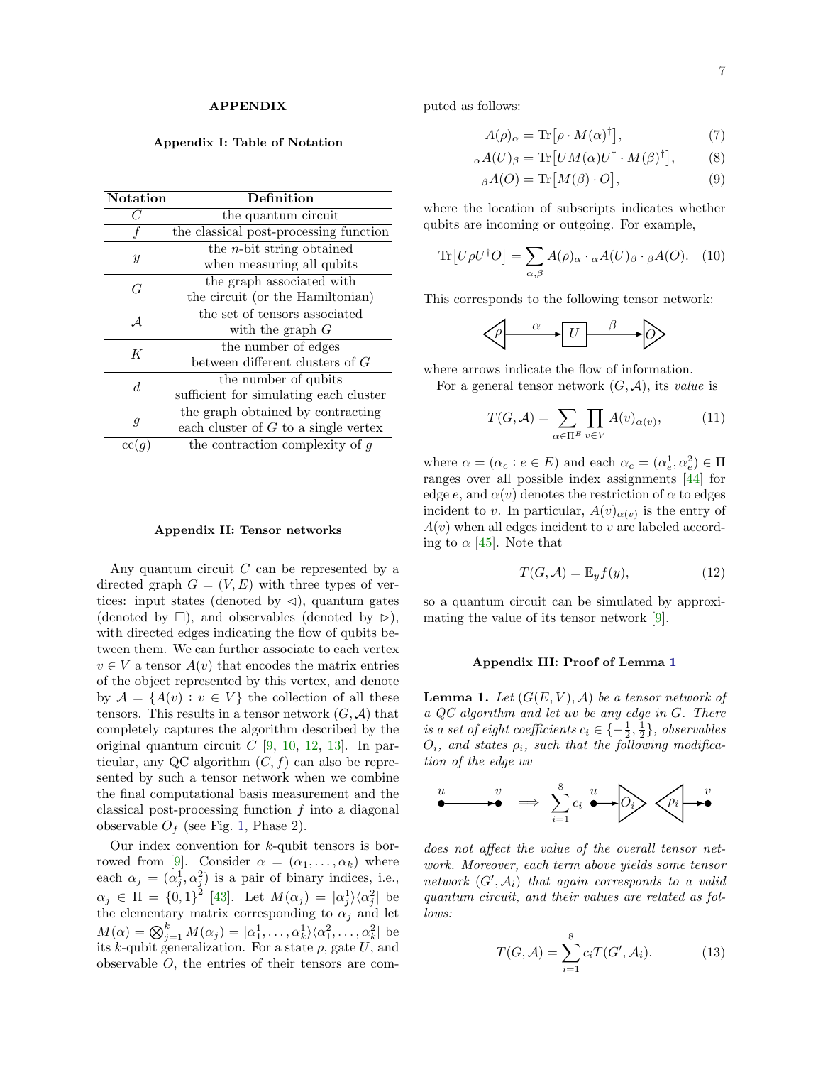## APPENDIX

### Appendix I: Table of Notation

| Notation | Definition |
|---|---|
| $C$ | the quantum circuit |
| $f$ | the classical post-processing function |
| $y$ | the $n$-bit string obtained when measuring all qubits |
| $G$ | the graph associated with the circuit (or the Hamiltonian) |
| $\mathcal{A}$ | the set of tensors associated with the graph $G$ |
| $K$ | the number of edges between different clusters of $G$ |
| $d$ | the number of qubits sufficient for simulating each cluster |
| $g$ | the graph obtained by contracting each cluster of $G$ to a single vertex |
| $\mathrm{cc}(g)$ | the contraction complexity of $g$ |

### Appendix II: Tensor networks

Any quantum circuit $C$ can be represented by a directed graph $G = (V, E)$ with three types of vertices: input states (denoted by $\triangleleft$), quantum gates (denoted by $\square$), and observables (denoted by $\triangleright$), with directed edges indicating the flow of qubits between them. We can further associate to each vertex $v \in V$ a tensor $A(v)$ that encodes the matrix entries of the object represented by this vertex, and denote by $\mathcal{A} = \{A(v) : v \in V\}$ the collection of all these tensors. This results in a tensor network $(G, \mathcal{A})$ that completely captures the algorithm described by the original quantum circuit $C$ [9, 10, 12, 13]. In particular, any QC algorithm $(C, f)$ can also be represented by such a tensor network when we combine the final computational basis measurement and the classical post-processing function $f$ into a diagonal observable $O_f$ (see Fig. 1, Phase 2).

Our index convention for $k$-qubit tensors is borrowed from [9]. Consider $\alpha = (\alpha_1, \dots, \alpha_k)$ where each $\alpha_j = (\alpha_j^1, \alpha_j^2)$ is a pair of binary indices, i.e., $\alpha_j \in \Pi = \{0,1\}^2$ [43]. Let $M(\alpha_j) = |\alpha_j^1\rangle\langle\alpha_j^2|$ be the elementary matrix corresponding to $\alpha_j$ and let $M(\alpha) = \bigotimes_{j=1}^k M(\alpha_j) = |\alpha_1^1, \dots, \alpha_k^1\rangle\langle\alpha_1^2, \dots, \alpha_k^2|$ be its $k$-qubit generalization. For a state $\rho$, gate $U$, and observable $O$, the entries of their tensors are computed as follows:

$$A(\rho)_\alpha = \mathrm{Tr}\big[\rho \cdot M(\alpha)^\dagger\big], \tag{7}$$

$$_\alpha A(U)_\beta = \mathrm{Tr}\big[U M(\alpha) U^\dagger \cdot M(\beta)^\dagger\big], \tag{8}$$

$$_\beta A(O) = \mathrm{Tr}\big[M(\beta) \cdot O\big], \tag{9}$$

where the location of subscripts indicates whether qubits are incoming or outgoing. For example,

$$\mathrm{Tr}\big[U\rho U^\dagger O\big] = \sum_{\alpha,\beta} A(\rho)_\alpha \cdot {_\alpha A(U)_\beta} \cdot {_\beta A(O)}. \tag{10}$$

This corresponds to the following tensor network:

$$\rho \xrightarrow{\ \alpha\ } \boxed{U} \xrightarrow{\ \beta\ } O$$

where arrows indicate the flow of information.

For a general tensor network $(G, \mathcal{A})$, its *value* is

$$T(G, \mathcal{A}) = \sum_{\alpha \in \Pi^E} \prod_{v \in V} A(v)_{\alpha(v)}, \tag{11}$$

where $\alpha = (\alpha_e : e \in E)$ and each $\alpha_e = (\alpha_e^1, \alpha_e^2) \in \Pi$ ranges over all possible index assignments [44] for edge $e$, and $\alpha(v)$ denotes the restriction of $\alpha$ to edges incident to $v$. In particular, $A(v)_{\alpha(v)}$ is the entry of $A(v)$ when all edges incident to $v$ are labeled according to $\alpha$ [45]. Note that

$$T(G, \mathcal{A}) = \mathbb{E}_y f(y), \tag{12}$$

so a quantum circuit can be simulated by approximating the value of its tensor network [9].

### Appendix III: Proof of Lemma 1

**Lemma 1.** *Let $(G(E,V), \mathcal{A})$ be a tensor network of a QC algorithm and let $uv$ be any edge in $G$. There is a set of eight coefficients $c_i \in \{-\frac{1}{2}, \frac{1}{2}\}$, observables $O_i$, and states $\rho_i$, such that the following modification of the edge $uv$*

$$u \longrightarrow v \quad \Longrightarrow \quad \sum_{i=1}^{8} c_i \; u \rightarrow O_i \quad \rho_i \rightarrow v$$

*does not affect the value of the overall tensor network. Moreover, each term above yields some tensor network $(G', \mathcal{A}_i)$ that again corresponds to a valid quantum circuit, and their values are related as follows:*

$$T(G, \mathcal{A}) = \sum_{i=1}^{8} c_i T(G', \mathcal{A}_i). \tag{13}$$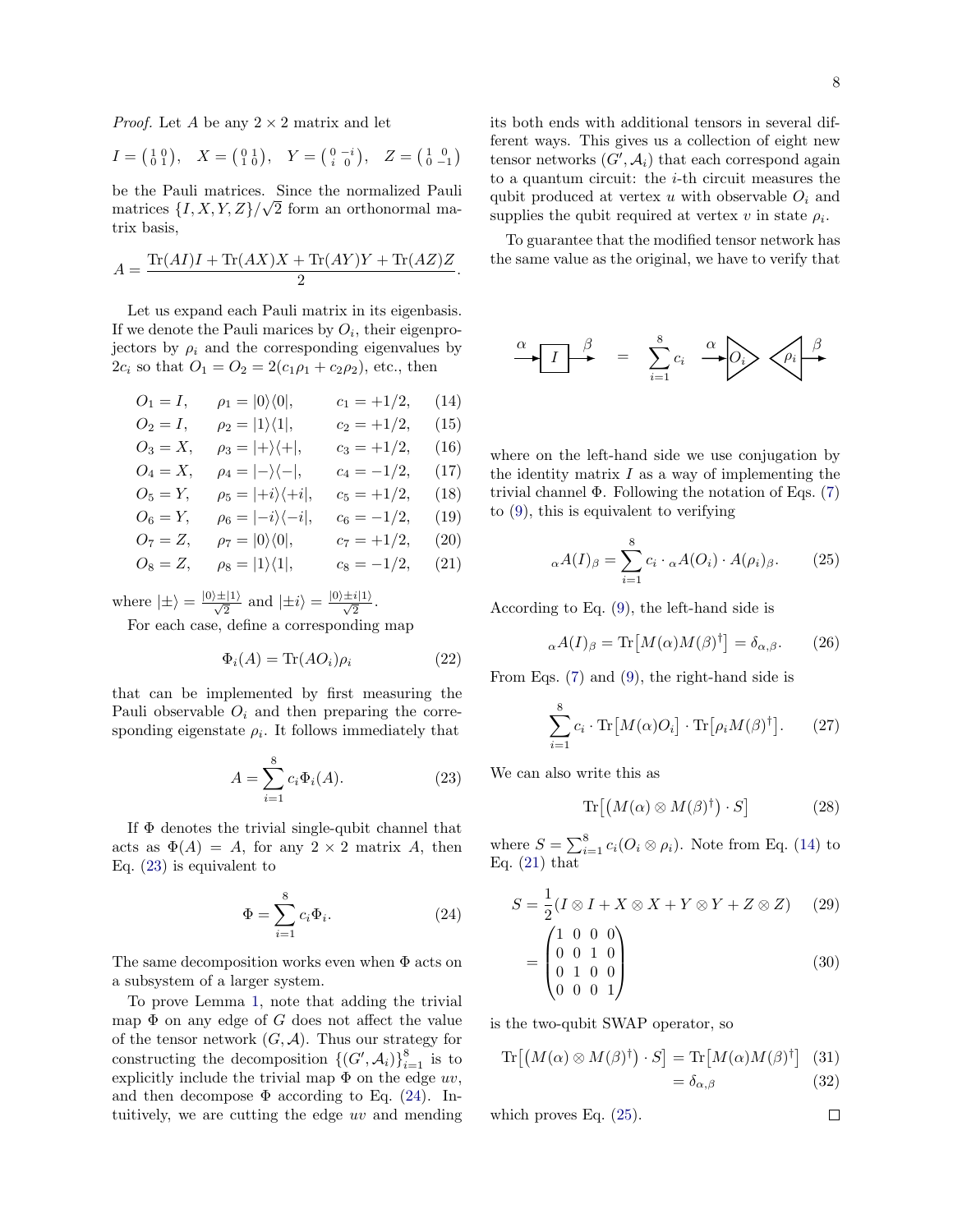*Proof.* Let $A$ be any $2 \times 2$ matrix and let

$$I = \begin{pmatrix} 1 & 0 \\ 0 & 1 \end{pmatrix}, \quad X = \begin{pmatrix} 0 & 1 \\ 1 & 0 \end{pmatrix}, \quad Y = \begin{pmatrix} 0 & -i \\ i & 0 \end{pmatrix}, \quad Z = \begin{pmatrix} 1 & 0 \\ 0 & -1 \end{pmatrix}$$

be the Pauli matrices. Since the normalized Pauli matrices $\{I, X, Y, Z\}/\sqrt{2}$ form an orthonormal matrix basis,

$$A = \frac{\mathrm{Tr}(AI)I + \mathrm{Tr}(AX)X + \mathrm{Tr}(AY)Y + \mathrm{Tr}(AZ)Z}{2}.$$

Let us expand each Pauli matrix in its eigenbasis. If we denote the Pauli marices by $O_i$, their eigenprojectors by $\rho_i$ and the corresponding eigenvalues by $2c_i$ so that $O_1 = O_2 = 2(c_1\rho_1 + c_2\rho_2)$, etc., then

$$O_1 = I, \quad \rho_1 = |0\rangle\langle 0|, \quad c_1 = +1/2, \tag{14}$$
$$O_2 = I, \quad \rho_2 = |1\rangle\langle 1|, \quad c_2 = +1/2, \tag{15}$$
$$O_3 = X, \quad \rho_3 = |+\rangle\langle +|, \quad c_3 = +1/2, \tag{16}$$
$$O_4 = X, \quad \rho_4 = |-\rangle\langle -|, \quad c_4 = -1/2, \tag{17}$$
$$O_5 = Y, \quad \rho_5 = |+i\rangle\langle +i|, \quad c_5 = +1/2, \tag{18}$$
$$O_6 = Y, \quad \rho_6 = |-i\rangle\langle -i|, \quad c_6 = -1/2, \tag{19}$$
$$O_7 = Z, \quad \rho_7 = |0\rangle\langle 0|, \quad c_7 = +1/2, \tag{20}$$
$$O_8 = Z, \quad \rho_8 = |1\rangle\langle 1|, \quad c_8 = -1/2, \tag{21}$$

where $|\pm\rangle = \frac{|0\rangle \pm |1\rangle}{\sqrt{2}}$ and $|\pm i\rangle = \frac{|0\rangle \pm i|1\rangle}{\sqrt{2}}$.

For each case, define a corresponding map

$$\Phi_i(A) = \mathrm{Tr}(AO_i)\rho_i \tag{22}$$

that can be implemented by first measuring the Pauli observable $O_i$ and then preparing the corresponding eigenstate $\rho_i$. It follows immediately that

$$A = \sum_{i=1}^{8} c_i \Phi_i(A). \tag{23}$$

If $\Phi$ denotes the trivial single-qubit channel that acts as $\Phi(A) = A$, for any $2 \times 2$ matrix $A$, then Eq. (23) is equivalent to

$$\Phi = \sum_{i=1}^{8} c_i \Phi_i. \tag{24}$$

The same decomposition works even when $\Phi$ acts on a subsystem of a larger system.

To prove Lemma 1, note that adding the trivial map $\Phi$ on any edge of $G$ does not affect the value of the tensor network $(G, \mathcal{A})$. Thus our strategy for constructing the decomposition $\{(G', \mathcal{A}_i)\}_{i=1}^{8}$ is to explicitly include the trivial map $\Phi$ on the edge $uv$, and then decompose $\Phi$ according to Eq. (24). Intuitively, we are cutting the edge $uv$ and mending its both ends with additional tensors in several different ways. This gives us a collection of eight new tensor networks $(G', \mathcal{A}_i)$ that each correspond again to a quantum circuit: the $i$-th circuit measures the qubit produced at vertex $u$ with observable $O_i$ and supplies the qubit required at vertex $v$ in state $\rho_i$.

To guarantee that the modified tensor network has the same value as the original, we have to verify that

$$\xrightarrow{\alpha} \boxed{I} \xrightarrow{\beta} \quad = \quad \sum_{i=1}^{8} c_i \xrightarrow{\alpha} \triangleright O_i \quad \rho_i \triangleleft \xrightarrow{\beta}$$

where on the left-hand side we use conjugation by the identity matrix $I$ as a way of implementing the trivial channel $\Phi$. Following the notation of Eqs. (7) to (9), this is equivalent to verifying

$${}_{\alpha}A(I)_{\beta} = \sum_{i=1}^{8} c_i \cdot {}_{\alpha}A(O_i) \cdot A(\rho_i)_{\beta}. \tag{25}$$

According to Eq. (9), the left-hand side is

$${}_{\alpha}A(I)_{\beta} = \mathrm{Tr}\big[M(\alpha)M(\beta)^{\dagger}\big] = \delta_{\alpha,\beta}. \tag{26}$$

From Eqs. (7) and (9), the right-hand side is

$$\sum_{i=1}^{8} c_i \cdot \mathrm{Tr}\big[M(\alpha)O_i\big] \cdot \mathrm{Tr}\big[\rho_i M(\beta)^{\dagger}\big]. \tag{27}$$

We can also write this as

$$\mathrm{Tr}\big[\big(M(\alpha) \otimes M(\beta)^{\dagger}\big) \cdot S\big] \tag{28}$$

where $S = \sum_{i=1}^{8} c_i(O_i \otimes \rho_i)$. Note from Eq. (14) to Eq. (21) that

$$S = \frac{1}{2}(I \otimes I + X \otimes X + Y \otimes Y + Z \otimes Z) \tag{29}$$

$$= \begin{pmatrix} 1 & 0 & 0 & 0 \\ 0 & 0 & 1 & 0 \\ 0 & 1 & 0 & 0 \\ 0 & 0 & 0 & 1 \end{pmatrix} \tag{30}$$

is the two-qubit SWAP operator, so

$$\mathrm{Tr}\big[\big(M(\alpha) \otimes M(\beta)^{\dagger}\big) \cdot S\big] = \mathrm{Tr}\big[M(\alpha)M(\beta)^{\dagger}\big] \tag{31}$$

$$= \delta_{\alpha,\beta} \tag{32}$$

which proves Eq. (25). $\square$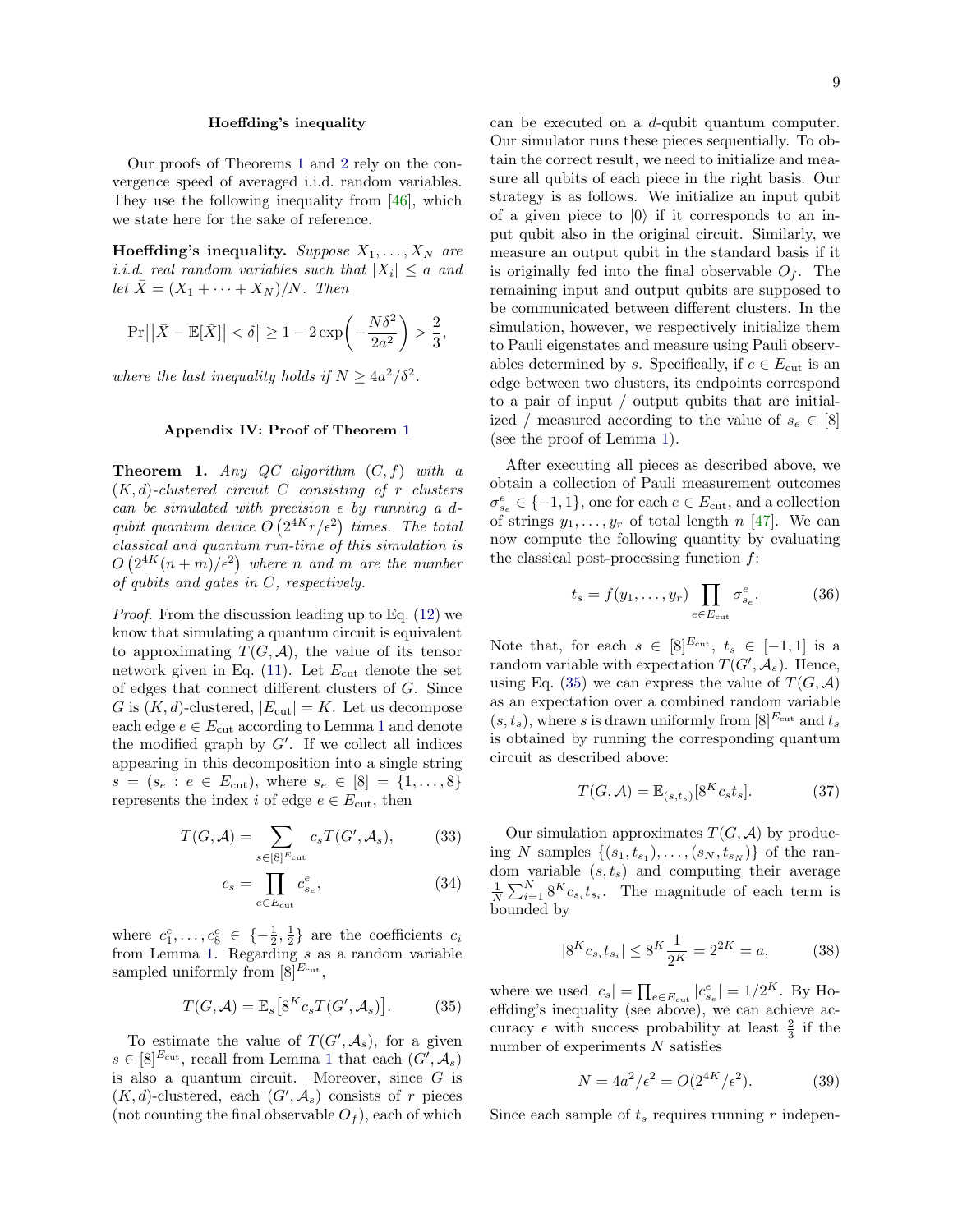### Hoeffding's inequality

Our proofs of Theorems 1 and 2 rely on the convergence speed of averaged i.i.d. random variables. They use the following inequality from [46], which we state here for the sake of reference.

**Hoeffding's inequality.** *Suppose $X_1, \dots, X_N$ are i.i.d. real random variables such that $|X_i| \le a$ and let $\bar{X} = (X_1 + \cdots + X_N)/N$. Then*

$$\Pr\bigl[\bigl|\bar{X} - \mathbb{E}[\bar{X}]\bigr| < \delta\bigr] \ge 1 - 2\exp\biggl(-\frac{N\delta^2}{2a^2}\biggr) > \frac{2}{3},$$

*where the last inequality holds if $N \ge 4a^2/\delta^2$.*

### Appendix IV: Proof of Theorem 1

**Theorem 1.** *Any QC algorithm $(C, f)$ with a $(K, d)$-clustered circuit $C$ consisting of $r$ clusters can be simulated with precision $\epsilon$ by running a $d$-qubit quantum device $O\left(2^{4K} r/\epsilon^2\right)$ times. The total classical and quantum run-time of this simulation is $O\left(2^{4K}(n + m)/\epsilon^2\right)$ where $n$ and $m$ are the number of qubits and gates in $C$, respectively.*

*Proof.* From the discussion leading up to Eq. (12) we know that simulating a quantum circuit is equivalent to approximating $T(G, \mathcal{A})$, the value of its tensor network given in Eq. (11). Let $E_{\text{cut}}$ denote the set of edges that connect different clusters of $G$. Since $G$ is $(K, d)$-clustered, $|E_{\text{cut}}| = K$. Let us decompose each edge $e \in E_{\text{cut}}$ according to Lemma 1 and denote the modified graph by $G'$. If we collect all indices appearing in this decomposition into a single string $s = (s_e : e \in E_{\text{cut}})$, where $s_e \in [8] = \{1, \dots, 8\}$ represents the index $i$ of edge $e \in E_{\text{cut}}$, then

$$T(G, \mathcal{A}) = \sum_{s \in [8]^{E_{\text{cut}}}} c_s T(G', \mathcal{A}_s), \tag{33}$$

$$c_s = \prod_{e \in E_{\text{cut}}} c^e_{s_e}, \tag{34}$$

where $c^e_1, \dots, c^e_8 \in \{-\frac{1}{2}, \frac{1}{2}\}$ are the coefficients $c_i$ from Lemma 1. Regarding $s$ as a random variable sampled uniformly from $[8]^{E_{\text{cut}}}$,

$$T(G, \mathcal{A}) = \mathbb{E}_s\bigl[8^K c_s T(G', \mathcal{A}_s)\bigr]. \tag{35}$$

To estimate the value of $T(G', \mathcal{A}_s)$, for a given $s \in [8]^{E_{\text{cut}}}$, recall from Lemma 1 that each $(G', \mathcal{A}_s)$ is also a quantum circuit. Moreover, since $G$ is $(K, d)$-clustered, each $(G', \mathcal{A}_s)$ consists of $r$ pieces (not counting the final observable $O_f$), each of which can be executed on a $d$-qubit quantum computer. Our simulator runs these pieces sequentially. To obtain the correct result, we need to initialize and measure all qubits of each piece in the right basis. Our strategy is as follows. We initialize an input qubit of a given piece to $|0\rangle$ if it corresponds to an input qubit also in the original circuit. Similarly, we measure an output qubit in the standard basis if it is originally fed into the final observable $O_f$. The remaining input and output qubits are supposed to be communicated between different clusters. In the simulation, however, we respectively initialize them to Pauli eigenstates and measure using Pauli observables determined by $s$. Specifically, if $e \in E_{\text{cut}}$ is an edge between two clusters, its endpoints correspond to a pair of input / output qubits that are initialized / measured according to the value of $s_e \in [8]$ (see the proof of Lemma 1).

After executing all pieces as described above, we obtain a collection of Pauli measurement outcomes $\sigma^e_{s_e} \in \{-1, 1\}$, one for each $e \in E_{\text{cut}}$, and a collection of strings $y_1, \dots, y_r$ of total length $n$ [47]. We can now compute the following quantity by evaluating the classical post-processing function $f$:

$$t_s = f(y_1, \dots, y_r) \prod_{e \in E_{\text{cut}}} \sigma^e_{s_e}. \tag{36}$$

Note that, for each $s \in [8]^{E_{\text{cut}}}$, $t_s \in [-1, 1]$ is a random variable with expectation $T(G', \mathcal{A}_s)$. Hence, using Eq. (35) we can express the value of $T(G, \mathcal{A})$ as an expectation over a combined random variable $(s, t_s)$, where $s$ is drawn uniformly from $[8]^{E_{\text{cut}}}$ and $t_s$ is obtained by running the corresponding quantum circuit as described above:

$$T(G, \mathcal{A}) = \mathbb{E}_{(s, t_s)}[8^K c_s t_s]. \tag{37}$$

Our simulation approximates $T(G, \mathcal{A})$ by producing $N$ samples $\{(s_1, t_{s_1}), \dots, (s_N, t_{s_N})\}$ of the random variable $(s, t_s)$ and computing their average $\frac{1}{N}\sum_{i=1}^N 8^K c_{s_i} t_{s_i}$. The magnitude of each term is bounded by

$$|8^K c_{s_i} t_{s_i}| \le 8^K \frac{1}{2^K} = 2^{2K} = a, \tag{38}$$

where we used $|c_s| = \prod_{e \in E_{\text{cut}}} |c^e_{s_e}| = 1/2^K$. By Hoeffding's inequality (see above), we can achieve accuracy $\epsilon$ with success probability at least $\frac{2}{3}$ if the number of experiments $N$ satisfies

$$N = 4a^2/\epsilon^2 = O(2^{4K}/\epsilon^2). \tag{39}$$

Since each sample of $t_s$ requires running $r$ indepen-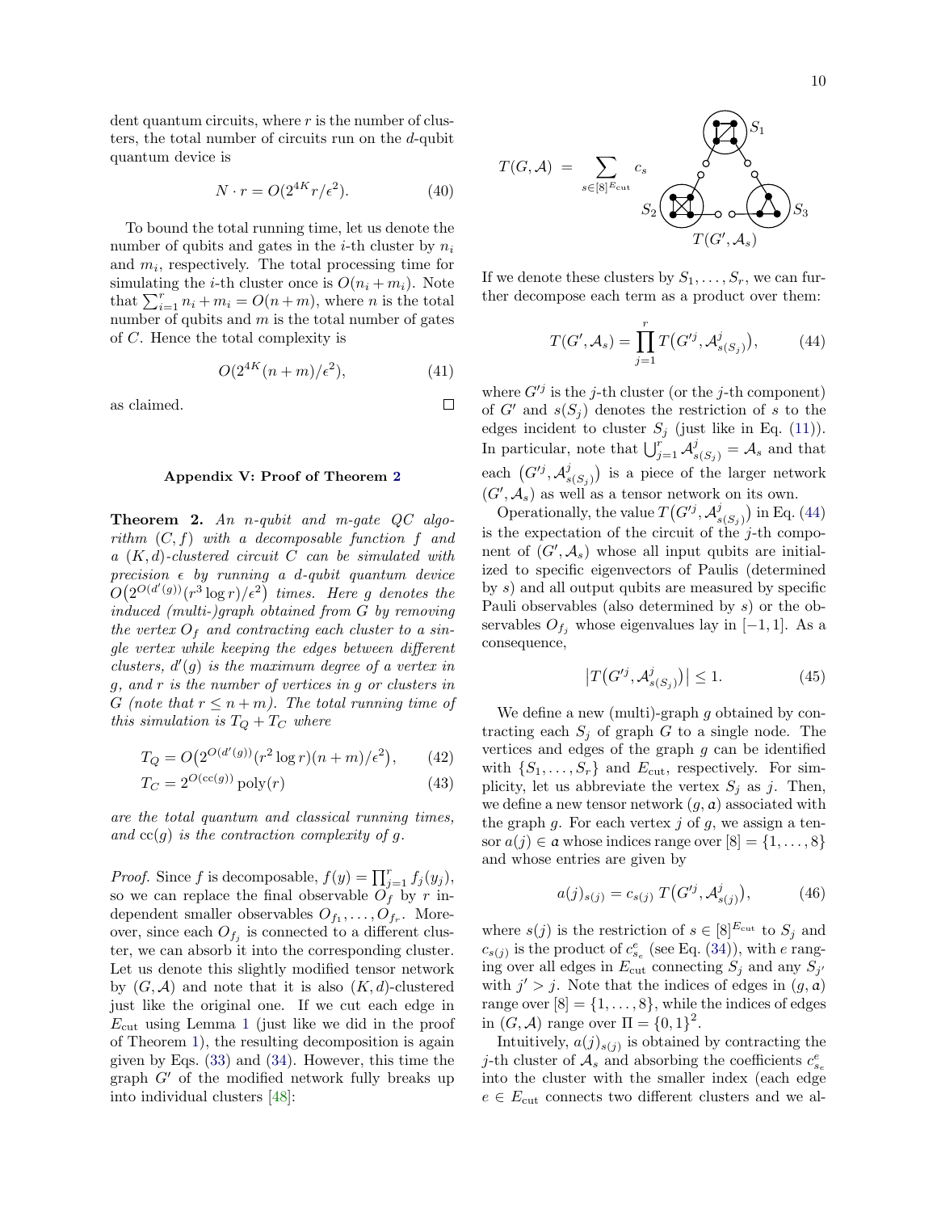dent quantum circuits, where $r$ is the number of clusters, the total number of circuits run on the $d$-qubit quantum device is

$$N \cdot r = O(2^{4K} r/\epsilon^2). \tag{40}$$

To bound the total running time, let us denote the number of qubits and gates in the $i$-th cluster by $n_i$ and $m_i$, respectively. The total processing time for simulating the $i$-th cluster once is $O(n_i + m_i)$. Note that $\sum_{i=1}^r n_i + m_i = O(n+m)$, where $n$ is the total number of qubits and $m$ is the total number of gates of $C$. Hence the total complexity is

$$O(2^{4K}(n+m)/\epsilon^2), \tag{41}$$

as claimed. □

### Appendix V: Proof of Theorem 2

**Theorem 2.** *An $n$-qubit and $m$-gate QC algorithm $(C, f)$ with a decomposable function $f$ and a $(K, d)$-clustered circuit $C$ can be simulated with precision $\epsilon$ by running a $d$-qubit quantum device $O\big(2^{O(d'(g))}(r^3 \log r)/\epsilon^2\big)$ times. Here $g$ denotes the induced (multi-)graph obtained from $G$ by removing the vertex $O_f$ and contracting each cluster to a single vertex while keeping the edges between different clusters, $d'(g)$ is the maximum degree of a vertex in $g$, and $r$ is the number of vertices in $g$ or clusters in $G$ (note that $r \le n + m$). The total running time of this simulation is $T_Q + T_C$ where*

$$T_Q = O\big(2^{O(d'(g))}(r^2 \log r)(n+m)/\epsilon^2\big), \tag{42}$$

$$T_C = 2^{O(\mathrm{cc}(g))}\,\mathrm{poly}(r) \tag{43}$$

*are the total quantum and classical running times, and $\mathrm{cc}(g)$ is the contraction complexity of $g$.*

*Proof.* Since $f$ is decomposable, $f(y) = \prod_{j=1}^r f_j(y_j)$, so we can replace the final observable $O_f$ by $r$ independent smaller observables $O_{f_1}, \ldots, O_{f_r}$. Moreover, since each $O_{f_j}$ is connected to a different cluster, we can absorb it into the corresponding cluster. Let us denote this slightly modified tensor network by $(G, \mathcal{A})$ and note that it is also $(K, d)$-clustered just like the original one. If we cut each edge in $E_{\mathrm{cut}}$ using Lemma 1 (just like we did in the proof of Theorem 1), the resulting decomposition is again given by Eqs. (33) and (34). However, this time the graph $G'$ of the modified network fully breaks up into individual clusters [48]:

$$T(G,\mathcal{A}) = \sum_{s\in[8]^{E_{\mathrm{cut}}}} c_s \quad T(G',\mathcal{A}_s)$$

(diagram of $T(G',\mathcal{A}_s)$ with clusters $S_1$, $S_2$, $S_3$)

If we denote these clusters by $S_1, \ldots, S_r$, we can further decompose each term as a product over them:

$$T(G', \mathcal{A}_s) = \prod_{j=1}^r T\big(G'^j, \mathcal{A}^j_{s(S_j)}\big), \tag{44}$$

where $G'^j$ is the $j$-th cluster (or the $j$-th component) of $G'$ and $s(S_j)$ denotes the restriction of $s$ to the edges incident to cluster $S_j$ (just like in Eq. (11)). In particular, note that $\bigcup_{j=1}^r \mathcal{A}^j_{s(S_j)} = \mathcal{A}_s$ and that each $\big(G'^j, \mathcal{A}^j_{s(S_j)}\big)$ is a piece of the larger network $(G', \mathcal{A}_s)$ as well as a tensor network on its own.

Operationally, the value $T\big(G'^j, \mathcal{A}^j_{s(S_j)}\big)$ in Eq. (44) is the expectation of the circuit of the $j$-th component of $(G', \mathcal{A}_s)$ whose all input qubits are initialized to specific eigenvectors of Paulis (determined by $s$) and all output qubits are measured by specific Pauli observables (also determined by $s$) or the observables $O_{f_j}$ whose eigenvalues lay in $[-1, 1]$. As a consequence,

$$\big|T\big(G'^j, \mathcal{A}^j_{s(S_j)}\big)\big| \le 1. \tag{45}$$

We define a new (multi)-graph $g$ obtained by contracting each $S_j$ of graph $G$ to a single node. The vertices and edges of the graph $g$ can be identified with $\{S_1, \ldots, S_r\}$ and $E_{\mathrm{cut}}$, respectively. For simplicity, let us abbreviate the vertex $S_j$ as $j$. Then, we define a new tensor network $(g, \mathfrak{a})$ associated with the graph $g$. For each vertex $j$ of $g$, we assign a tensor $\mathfrak{a}(j) \in \mathfrak{a}$ whose indices range over $[8] = \{1, \ldots, 8\}$ and whose entries are given by

$$\mathfrak{a}(j)_{s(j)} = c_{s(j)}\, T\big(G'^j, \mathcal{A}^j_{s(j)}\big), \tag{46}$$

where $s(j)$ is the restriction of $s \in [8]^{E_{\mathrm{cut}}}$ to $S_j$ and $c_{s(j)}$ is the product of $c^e_{s_e}$ (see Eq. (34)), with $e$ ranging over all edges in $E_{\mathrm{cut}}$ connecting $S_j$ and any $S_{j'}$ with $j' > j$. Note that the indices of edges in $(g, \mathfrak{a})$ range over $[8] = \{1, \ldots, 8\}$, while the indices of edges in $(G, \mathcal{A})$ range over $\Pi = \{0, 1\}^2$.

Intuitively, $\mathfrak{a}(j)_{s(j)}$ is obtained by contracting the $j$-th cluster of $\mathcal{A}_s$ and absorbing the coefficients $c^e_{s_e}$ into the cluster with the smaller index (each edge $e \in E_{\mathrm{cut}}$ connects two different clusters and we al-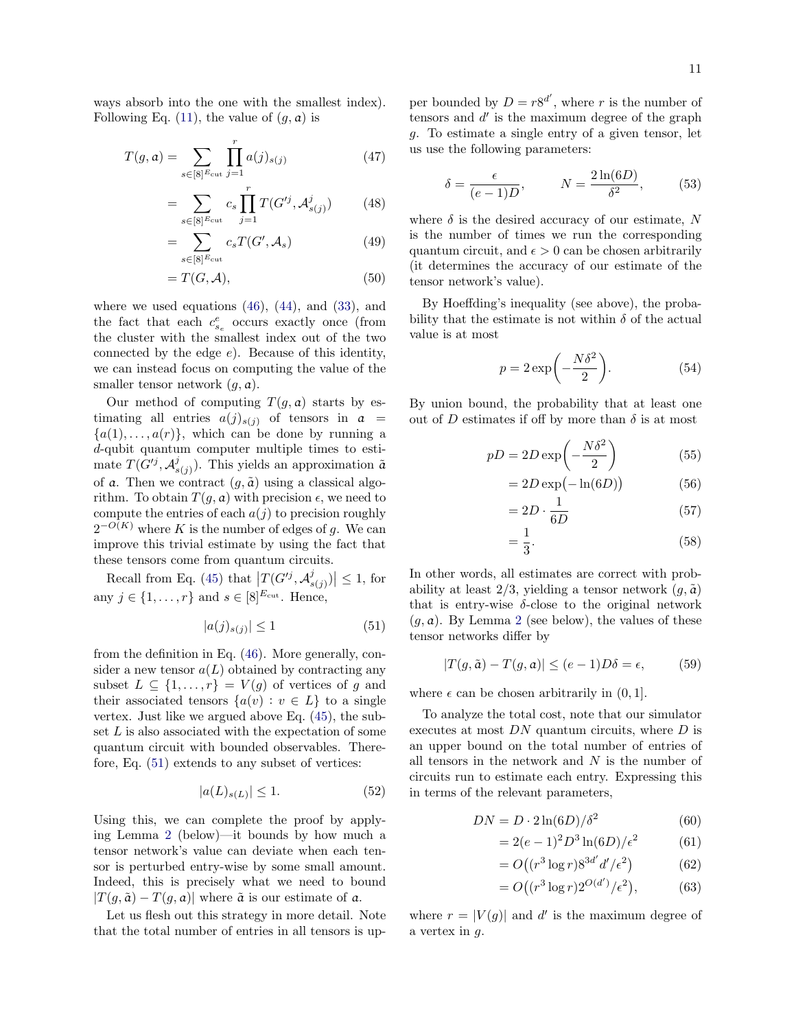ways absorb into the one with the smallest index). Following Eq. (11), the value of $(g, \mathfrak{a})$ is

$$T(g, \mathfrak{a}) = \sum_{s \in [8]^{E_{\text{cut}}}} \prod_{j=1}^{r} a(j)_{s(j)} \tag{47}$$

$$= \sum_{s \in [8]^{E_{\text{cut}}}} c_s \prod_{j=1}^{r} T(G'^j, \mathcal{A}^j_{s(j)}) \tag{48}$$

$$= \sum_{s \in [8]^{E_{\text{cut}}}} c_s T(G', \mathcal{A}_s) \tag{49}$$

$$= T(G, \mathcal{A}), \tag{50}$$

where we used equations (46), (44), and (33), and the fact that each $c^e_{s_e}$ occurs exactly once (from the cluster with the smallest index out of the two connected by the edge $e$). Because of this identity, we can instead focus on computing the value of the smaller tensor network $(g, \mathfrak{a})$.

Our method of computing $T(g, \mathfrak{a})$ starts by estimating all entries $a(j)_{s(j)}$ of tensors in $\mathfrak{a} = \{a(1), \ldots, a(r)\}$, which can be done by running a $d$-qubit quantum computer multiple times to estimate $T(G'^j, \mathcal{A}^j_{s(j)})$. This yields an approximation $\tilde{\mathfrak{a}}$ of $\mathfrak{a}$. Then we contract $(g, \tilde{\mathfrak{a}})$ using a classical algorithm. To obtain $T(g, \mathfrak{a})$ with precision $\epsilon$, we need to compute the entries of each $a(j)$ to precision roughly $2^{-O(K)}$ where $K$ is the number of edges of $g$. We can improve this trivial estimate by using the fact that these tensors come from quantum circuits.

Recall from Eq. (45) that $\left|T(G'^j, \mathcal{A}^j_{s(j)})\right| \leq 1$, for any $j \in \{1, \ldots, r\}$ and $s \in [8]^{E_{\text{cut}}}$. Hence,

$$|a(j)_{s(j)}| \leq 1 \tag{51}$$

from the definition in Eq. (46). More generally, consider a new tensor $a(L)$ obtained by contracting any subset $L \subseteq \{1, \ldots, r\} = V(g)$ of vertices of $g$ and their associated tensors $\{a(v) : v \in L\}$ to a single vertex. Just like we argued above Eq. (45), the subset $L$ is also associated with the expectation of some quantum circuit with bounded observables. Therefore, Eq. (51) extends to any subset of vertices:

$$|a(L)_{s(L)}| \leq 1. \tag{52}$$

Using this, we can complete the proof by applying Lemma 2 (below)—it bounds by how much a tensor network's value can deviate when each tensor is perturbed entry-wise by some small amount. Indeed, this is precisely what we need to bound $|T(g, \tilde{\mathfrak{a}}) - T(g, \mathfrak{a})|$ where $\tilde{\mathfrak{a}}$ is our estimate of $\mathfrak{a}$.

Let us flesh out this strategy in more detail. Note that the total number of entries in all tensors is upper bounded by $D = r8^{d'}$, where $r$ is the number of tensors and $d'$ is the maximum degree of the graph $g$. To estimate a single entry of a given tensor, let us use the following parameters:

$$\delta = \frac{\epsilon}{(e-1)D}, \qquad N = \frac{2\ln(6D)}{\delta^2}, \tag{53}$$

where $\delta$ is the desired accuracy of our estimate, $N$ is the number of times we run the corresponding quantum circuit, and $\epsilon > 0$ can be chosen arbitrarily (it determines the accuracy of our estimate of the tensor network's value).

By Hoeffding's inequality (see above), the probability that the estimate is not within $\delta$ of the actual value is at most

$$p = 2\exp\!\left(-\frac{N\delta^2}{2}\right). \tag{54}$$

By union bound, the probability that at least one out of $D$ estimates if off by more than $\delta$ is at most

$$pD = 2D\exp\!\left(-\frac{N\delta^2}{2}\right) \tag{55}$$

$$= 2D\exp\!\big(-\ln(6D)\big) \tag{56}$$

$$= 2D \cdot \frac{1}{6D} \tag{57}$$

$$= \frac{1}{3}. \tag{58}$$

In other words, all estimates are correct with probability at least $2/3$, yielding a tensor network $(g, \tilde{\mathfrak{a}})$ that is entry-wise $\delta$-close to the original network $(g, \mathfrak{a})$. By Lemma 2 (see below), the values of these tensor networks differ by

$$|T(g, \tilde{\mathfrak{a}}) - T(g, \mathfrak{a})| \leq (e-1)D\delta = \epsilon, \tag{59}$$

where $\epsilon$ can be chosen arbitrarily in $(0, 1]$.

To analyze the total cost, note that our simulator executes at most $DN$ quantum circuits, where $D$ is an upper bound on the total number of entries of all tensors in the network and $N$ is the number of circuits run to estimate each entry. Expressing this in terms of the relevant parameters,

$$DN = D \cdot 2\ln(6D)/\delta^2 \tag{60}$$

$$= 2(e-1)^2 D^3 \ln(6D)/\epsilon^2 \tag{61}$$

$$= O\big((r^3 \log r) 8^{3d'} d'/\epsilon^2\big) \tag{62}$$

$$= O\big((r^3 \log r) 2^{O(d')}/\epsilon^2\big), \tag{63}$$

where $r = |V(g)|$ and $d'$ is the maximum degree of a vertex in $g$.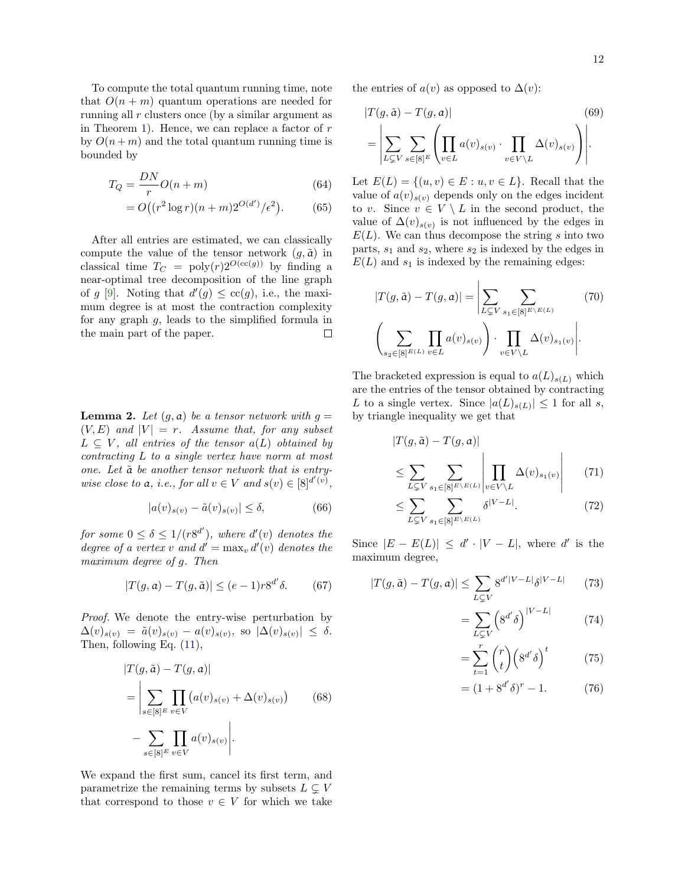To compute the total quantum running time, note that $O(n+m)$ quantum operations are needed for running all $r$ clusters once (by a similar argument as in Theorem 1). Hence, we can replace a factor of $r$ by $O(n+m)$ and the total quantum running time is bounded by

$$T_Q = \frac{DN}{r} O(n+m) \tag{64}$$

$$= O\big((r^2 \log r)(n+m)2^{O(d')}/\epsilon^2\big). \tag{65}$$

After all entries are estimated, we can classically compute the value of the tensor network $(g, \tilde{\mathfrak{a}})$ in classical time $T_C = \mathrm{poly}(r)2^{O(\mathrm{cc}(g))}$ by finding a near-optimal tree decomposition of the line graph of $g$ [9]. Noting that $d'(g) \leq \mathrm{cc}(g)$, i.e., the maximum degree is at most the contraction complexity for any graph $g$, leads to the simplified formula in the main part of the paper. ◻

**Lemma 2.** *Let $(g, \mathfrak{a})$ be a tensor network with $g = (V, E)$ and $|V| = r$. Assume that, for any subset $L \subseteq V$, all entries of the tensor $a(L)$ obtained by contracting $L$ to a single vertex have norm at most one. Let $\tilde{\mathfrak{a}}$ be another tensor network that is entry-wise close to $\mathfrak{a}$, i.e., for all $v \in V$ and $s(v) \in [8]^{d'(v)}$,*

$$|a(v)_{s(v)} - \tilde{a}(v)_{s(v)}| \leq \delta, \tag{66}$$

*for some $0 \leq \delta \leq 1/(r8^{d'})$, where $d'(v)$ denotes the degree of a vertex $v$ and $d' = \max_v d'(v)$ denotes the maximum degree of $g$. Then*

$$|T(g, \mathfrak{a}) - T(g, \tilde{\mathfrak{a}})| \leq (e-1)r8^{d'}\delta. \tag{67}$$

*Proof.* We denote the entry-wise perturbation by $\Delta(v)_{s(v)} = \tilde{a}(v)_{s(v)} - a(v)_{s(v)}$, so $|\Delta(v)_{s(v)}| \leq \delta$. Then, following Eq. (11),

$$|T(g, \tilde{\mathfrak{a}}) - T(g, \mathfrak{a})| = \Bigg| \sum_{s \in [8]^E} \prod_{v \in V} \big(a(v)_{s(v)} + \Delta(v)_{s(v)}\big) - \sum_{s \in [8]^E} \prod_{v \in V} a(v)_{s(v)} \Bigg|. \tag{68}$$

We expand the first sum, cancel its first term, and parametrize the remaining terms by subsets $L \subsetneq V$ that correspond to those $v \in V$ for which we take the entries of $a(v)$ as opposed to $\Delta(v)$:

$$|T(g, \tilde{\mathfrak{a}}) - T(g, \mathfrak{a})| = \Bigg| \sum_{L \subsetneq V} \sum_{s \in [8]^E} \Bigg( \prod_{v \in L} a(v)_{s(v)} \cdot \prod_{v \in V \setminus L} \Delta(v)_{s(v)} \Bigg) \Bigg|. \tag{69}$$

Let $E(L) = \{(u, v) \in E : u, v \in L\}$. Recall that the value of $a(v)_{s(v)}$ depends only on the edges incident to $v$. Since $v \in V \setminus L$ in the second product, the value of $\Delta(v)_{s(v)}$ is not influenced by the edges in $E(L)$. We can thus decompose the string $s$ into two parts, $s_1$ and $s_2$, where $s_2$ is indexed by the edges in $E(L)$ and $s_1$ is indexed by the remaining edges:

$$|T(g, \tilde{\mathfrak{a}}) - T(g, \mathfrak{a})| = \Bigg| \sum_{L \subsetneq V} \sum_{s_1 \in [8]^{E \setminus E(L)}} \Bigg( \sum_{s_2 \in [8]^{E(L)}} \prod_{v \in L} a(v)_{s(v)} \Bigg) \cdot \prod_{v \in V \setminus L} \Delta(v)_{s_1(v)} \Bigg|. \tag{70}$$

The bracketed expression is equal to $a(L)_{s(L)}$ which are the entries of the tensor obtained by contracting $L$ to a single vertex. Since $|a(L)_{s(L)}| \leq 1$ for all $s$, by triangle inequality we get that

$$|T(g, \tilde{\mathfrak{a}}) - T(g, \mathfrak{a})| \leq \sum_{L \subsetneq V} \sum_{s_1 \in [8]^{E \setminus E(L)}} \Bigg| \prod_{v \in V \setminus L} \Delta(v)_{s_1(v)} \Bigg| \tag{71}$$

$$\leq \sum_{L \subsetneq V} \sum_{s_1 \in [8]^{E \setminus E(L)}} \delta^{|V-L|}. \tag{72}$$

Since $|E - E(L)| \leq d' \cdot |V - L|$, where $d'$ is the maximum degree,

$$|T(g, \tilde{\mathfrak{a}}) - T(g, \mathfrak{a})| \leq \sum_{L \subsetneq V} 8^{d'|V-L|} \delta^{|V-L|} \tag{73}$$

$$= \sum_{L \subsetneq V} \Big(8^{d'}\delta\Big)^{|V-L|} \tag{74}$$

$$= \sum_{t=1}^{r} \binom{r}{t} \Big(8^{d'}\delta\Big)^{t} \tag{75}$$

$$= (1 + 8^{d'}\delta)^r - 1. \tag{76}$$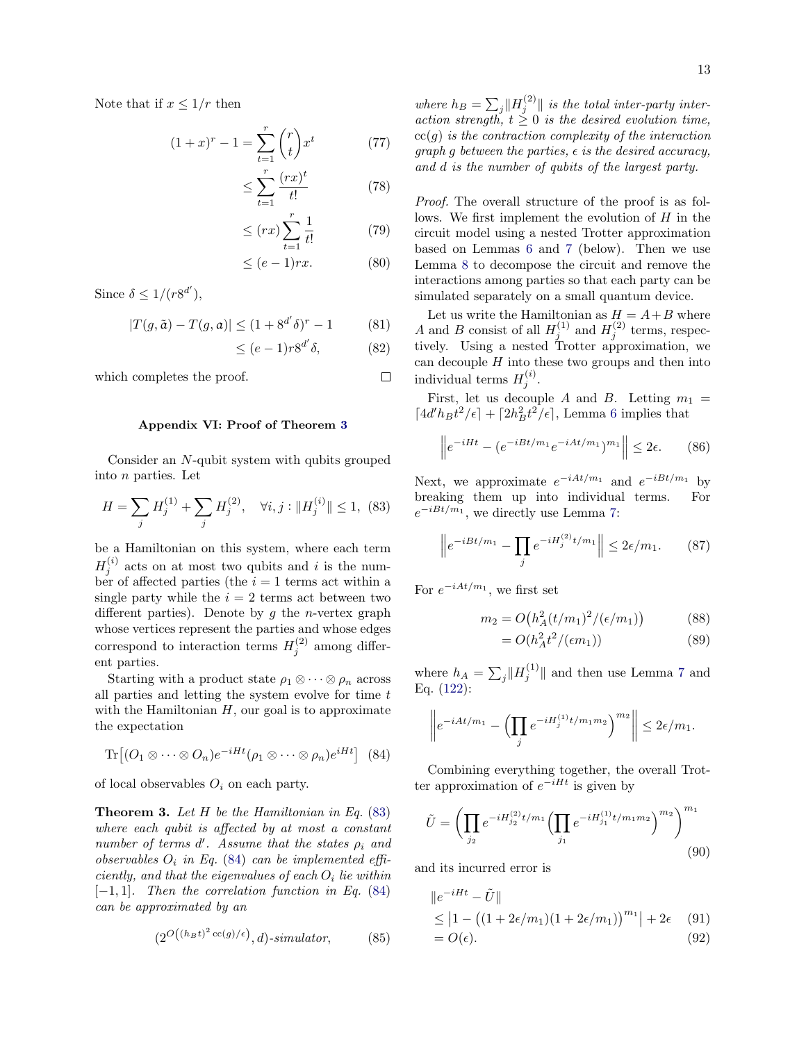Note that if $x \leq 1/r$ then

$$(1+x)^r - 1 = \sum_{t=1}^{r} \binom{r}{t} x^t \tag{77}$$

$$\leq \sum_{t=1}^{r} \frac{(rx)^t}{t!} \tag{78}$$

$$\leq (rx) \sum_{t=1}^{r} \frac{1}{t!} \tag{79}$$

$$\leq (e-1)rx. \tag{80}$$

Since $\delta \leq 1/(r8^{d'})$,

$$|T(g, \tilde{\mathfrak{a}}) - T(g, \mathfrak{a})| \leq (1 + 8^{d'}\delta)^r - 1 \tag{81}$$

$$\leq (e-1) r 8^{d'} \delta, \tag{82}$$

which completes the proof. □

### Appendix VI: Proof of Theorem 3

Consider an $N$-qubit system with qubits grouped into $n$ parties. Let

$$H = \sum_j H_j^{(1)} + \sum_j H_j^{(2)}, \quad \forall i, j : \|H_j^{(i)}\| \leq 1, \tag{83}$$

be a Hamiltonian on this system, where each term $H_j^{(i)}$ acts on at most two qubits and $i$ is the number of affected parties (the $i = 1$ terms act within a single party while the $i = 2$ terms act between two different parties). Denote by $g$ the $n$-vertex graph whose vertices represent the parties and whose edges correspond to interaction terms $H_j^{(2)}$ among different parties.

Starting with a product state $\rho_1 \otimes \cdots \otimes \rho_n$ across all parties and letting the system evolve for time $t$ with the Hamiltonian $H$, our goal is to approximate the expectation

$$\mathrm{Tr}\big[(O_1 \otimes \cdots \otimes O_n) e^{-iHt} (\rho_1 \otimes \cdots \otimes \rho_n) e^{iHt}\big] \tag{84}$$

of local observables $O_i$ on each party.

**Theorem 3.** *Let $H$ be the Hamiltonian in Eq. (83) where each qubit is affected by at most a constant number of terms $d'$. Assume that the states $\rho_i$ and observables $O_i$ in Eq. (84) can be implemented efficiently, and that the eigenvalues of each $O_i$ lie within $[-1, 1]$. Then the correlation function in Eq. (84) can be approximated by an*

$$(2^{O\left((h_B t)^2 \,\mathrm{cc}(g)/\epsilon\right)}, d)\text{-}simulator, \tag{85}$$

*where $h_B = \sum_j \|H_j^{(2)}\|$ is the total inter-party interaction strength, $t \geq 0$ is the desired evolution time, $\mathrm{cc}(g)$ is the contraction complexity of the interaction graph $g$ between the parties, $\epsilon$ is the desired accuracy, and $d$ is the number of qubits of the largest party.*

*Proof.* The overall structure of the proof is as follows. We first implement the evolution of $H$ in the circuit model using a nested Trotter approximation based on Lemmas 6 and 7 (below). Then we use Lemma 8 to decompose the circuit and remove the interactions among parties so that each party can be simulated separately on a small quantum device.

Let us write the Hamiltonian as $H = A + B$ where $A$ and $B$ consist of all $H_j^{(1)}$ and $H_j^{(2)}$ terms, respectively. Using a nested Trotter approximation, we can decouple $H$ into these two groups and then into individual terms $H_j^{(i)}$.

First, let us decouple $A$ and $B$. Letting $m_1 = \lceil 4d' h_B t^2/\epsilon \rceil + \lceil 2h_B^2 t^2/\epsilon \rceil$, Lemma 6 implies that

$$\left\| e^{-iHt} - (e^{-iBt/m_1} e^{-iAt/m_1})^{m_1} \right\| \leq 2\epsilon. \tag{86}$$

Next, we approximate $e^{-iAt/m_1}$ and $e^{-iBt/m_1}$ by breaking them up into individual terms. For $e^{-iBt/m_1}$, we directly use Lemma 7:

$$\left\| e^{-iBt/m_1} - \prod_j e^{-iH_j^{(2)} t/m_1} \right\| \leq 2\epsilon/m_1. \tag{87}$$

For $e^{-iAt/m_1}$, we first set

$$m_2 = O\big(h_A^2 (t/m_1)^2 / (\epsilon/m_1)\big) \tag{88}$$

$$= O(h_A^2 t^2/(\epsilon m_1)) \tag{89}$$

where $h_A = \sum_j \|H_j^{(1)}\|$ and then use Lemma 7 and Eq. (122):

$$\left\| e^{-iAt/m_1} - \Big( \prod_j e^{-iH_j^{(1)} t/m_1 m_2} \Big)^{m_2} \right\| \leq 2\epsilon/m_1.$$

Combining everything together, the overall Trotter approximation of $e^{-iHt}$ is given by

$$\tilde{U} = \left( \prod_{j_2} e^{-iH_{j_2}^{(2)} t/m_1} \Big( \prod_{j_1} e^{-iH_{j_1}^{(1)} t/m_1 m_2} \Big)^{m_2} \right)^{m_1} \tag{90}$$

and its incurred error is

$$\|e^{-iHt} - \tilde{U}\|$$

$$\leq \big| 1 - \big( (1 + 2\epsilon/m_1)(1 + 2\epsilon/m_1) \big)^{m_1} \big| + 2\epsilon \tag{91}$$

$$= O(\epsilon). \tag{92}$$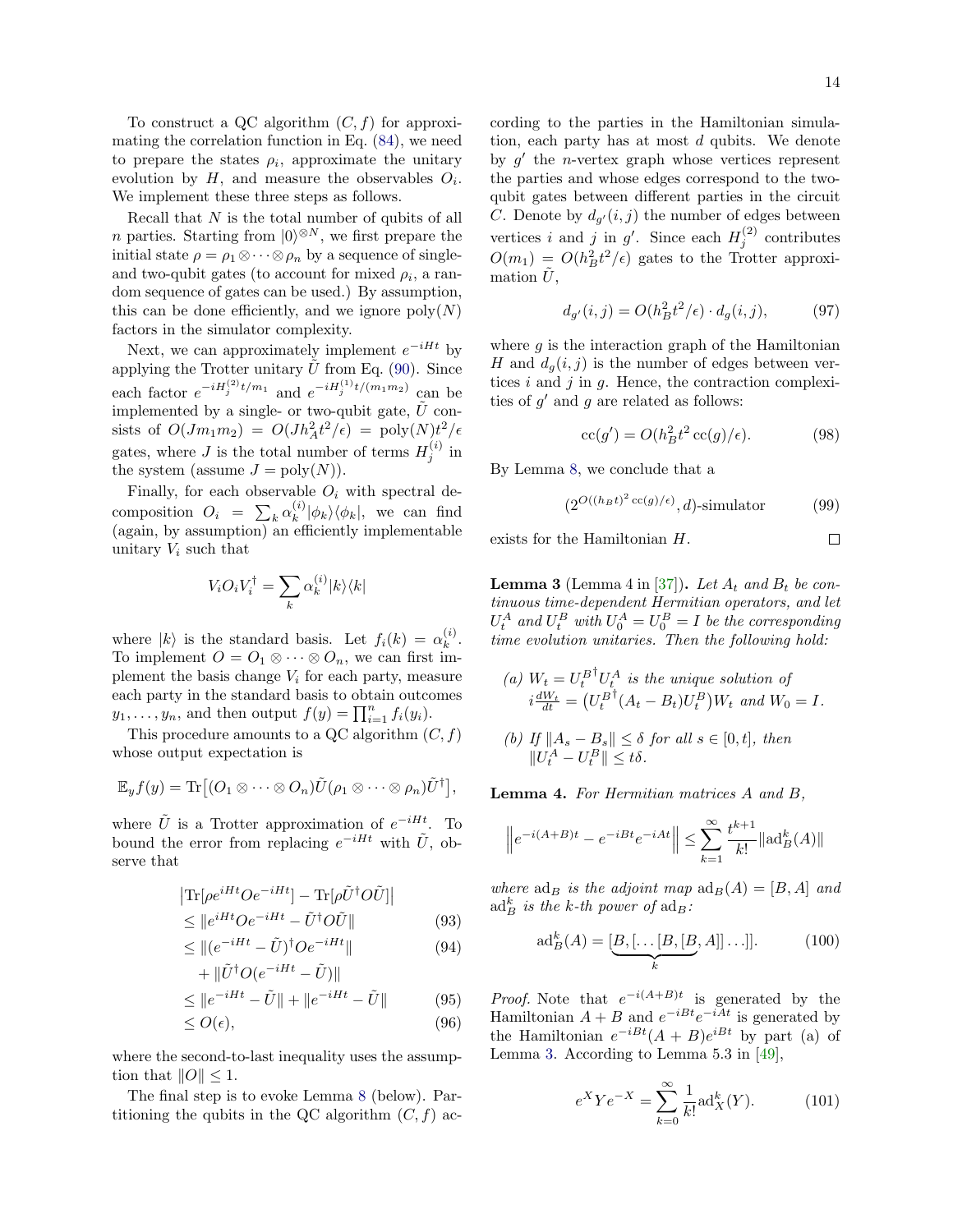To construct a QC algorithm $(C, f)$ for approximating the correlation function in Eq. (84), we need to prepare the states $\rho_i$, approximate the unitary evolution by $H$, and measure the observables $O_i$. We implement these three steps as follows.

Recall that $N$ is the total number of qubits of all $n$ parties. Starting from $|0\rangle^{\otimes N}$, we first prepare the initial state $\rho = \rho_1 \otimes \cdots \otimes \rho_n$ by a sequence of single- and two-qubit gates (to account for mixed $\rho_i$, a random sequence of gates can be used.) By assumption, this can be done efficiently, and we ignore $\mathrm{poly}(N)$ factors in the simulator complexity.

Next, we can approximately implement $e^{-iHt}$ by applying the Trotter unitary $\tilde{U}$ from Eq. (90). Since each factor $e^{-iH_j^{(2)}t/m_1}$ and $e^{-iH_j^{(1)}t/(m_1 m_2)}$ can be implemented by a single- or two-qubit gate, $\tilde{U}$ consists of $O(Jm_1m_2) = O(Jh_A^2 t^2/\epsilon) = \mathrm{poly}(N)t^2/\epsilon$ gates, where $J$ is the total number of terms $H_j^{(i)}$ in the system (assume $J = \mathrm{poly}(N)$).

Finally, for each observable $O_i$ with spectral decomposition $O_i = \sum_k \alpha_k^{(i)} |\phi_k\rangle\langle\phi_k|$, we can find (again, by assumption) an efficiently implementable unitary $V_i$ such that

$$V_i O_i V_i^\dagger = \sum_k \alpha_k^{(i)} |k\rangle\langle k|$$

where $|k\rangle$ is the standard basis. Let $f_i(k) = \alpha_k^{(i)}$. To implement $O = O_1 \otimes \cdots \otimes O_n$, we can first implement the basis change $V_i$ for each party, measure each party in the standard basis to obtain outcomes $y_1, \ldots, y_n$, and then output $f(y) = \prod_{i=1}^n f_i(y_i)$.

This procedure amounts to a QC algorithm $(C, f)$ whose output expectation is

$$\mathbb{E}_y f(y) = \mathrm{Tr}\big[(O_1 \otimes \cdots \otimes O_n)\tilde{U}(\rho_1 \otimes \cdots \otimes \rho_n)\tilde{U}^\dagger\big],$$

where $\tilde{U}$ is a Trotter approximation of $e^{-iHt}$. To bound the error from replacing $e^{-iHt}$ with $\tilde{U}$, observe that

$$\begin{aligned}
&\left|\mathrm{Tr}[\rho e^{iHt} O e^{-iHt}] - \mathrm{Tr}[\rho \tilde{U}^\dagger O \tilde{U}]\right| \\
&\leq \|e^{iHt} O e^{-iHt} - \tilde{U}^\dagger O \tilde{U}\| && (93)\\
&\leq \|(e^{-iHt} - \tilde{U})^\dagger O e^{-iHt}\| && (94)\\
&\quad + \|\tilde{U}^\dagger O (e^{-iHt} - \tilde{U})\| \\
&\leq \|e^{-iHt} - \tilde{U}\| + \|e^{-iHt} - \tilde{U}\| && (95)\\
&\leq O(\epsilon), && (96)
\end{aligned}$$

where the second-to-last inequality uses the assumption that $\|O\| \leq 1$.

The final step is to evoke Lemma 8 (below). Partitioning the qubits in the QC algorithm $(C, f)$ according to the parties in the Hamiltonian simulation, each party has at most $d$ qubits. We denote by $g'$ the $n$-vertex graph whose vertices represent the parties and whose edges correspond to the two-qubit gates between different parties in the circuit $C$. Denote by $d_{g'}(i, j)$ the number of edges between vertices $i$ and $j$ in $g'$. Since each $H_j^{(2)}$ contributes $O(m_1) = O(h_B^2 t^2/\epsilon)$ gates to the Trotter approximation $\tilde{U}$,

$$d_{g'}(i, j) = O(h_B^2 t^2/\epsilon) \cdot d_g(i, j), \tag{97}$$

where $g$ is the interaction graph of the Hamiltonian $H$ and $d_g(i, j)$ is the number of edges between vertices $i$ and $j$ in $g$. Hence, the contraction complexities of $g'$ and $g$ are related as follows:

$$\mathrm{cc}(g') = O(h_B^2 t^2\, \mathrm{cc}(g)/\epsilon). \tag{98}$$

By Lemma 8, we conclude that a

$$(2^{O((h_B t)^2\, \mathrm{cc}(g)/\epsilon)}, d)\text{-simulator} \tag{99}$$

exists for the Hamiltonian $H$. $\square$

**Lemma 3** (Lemma 4 in [37])**.** *Let $A_t$ and $B_t$ be continuous time-dependent Hermitian operators, and let $U_t^A$ and $U_t^B$ with $U_0^A = U_0^B = I$ be the corresponding time evolution unitaries. Then the following hold:*

*(a) $W_t = {U_t^B}^\dagger U_t^A$ is the unique solution of $i\frac{dW_t}{dt} = \big({U_t^B}^\dagger (A_t - B_t) U_t^B\big) W_t$ and $W_0 = I$.*

*(b) If $\|A_s - B_s\| \leq \delta$ for all $s \in [0, t]$, then $\|U_t^A - U_t^B\| \leq t\delta$.*

**Lemma 4.** *For Hermitian matrices $A$ and $B$,*

$$\left\|e^{-i(A+B)t} - e^{-iBt}e^{-iAt}\right\| \leq \sum_{k=1}^\infty \frac{t^{k+1}}{k!} \|\mathrm{ad}_B^k(A)\|$$

*where $\mathrm{ad}_B$ is the adjoint map $\mathrm{ad}_B(A) = [B, A]$ and $\mathrm{ad}_B^k$ is the $k$-th power of $\mathrm{ad}_B$:*

$$\mathrm{ad}_B^k(A) = [\underbrace{B, [\ldots [B, [B}_{k}, A]] \ldots]]. \tag{100}$$

*Proof.* Note that $e^{-i(A+B)t}$ is generated by the Hamiltonian $A + B$ and $e^{-iBt}e^{-iAt}$ is generated by the Hamiltonian $e^{-iBt}(A + B)e^{iBt}$ by part (a) of Lemma 3. According to Lemma 5.3 in [49],

$$e^X Y e^{-X} = \sum_{k=0}^\infty \frac{1}{k!} \mathrm{ad}_X^k(Y). \tag{101}$$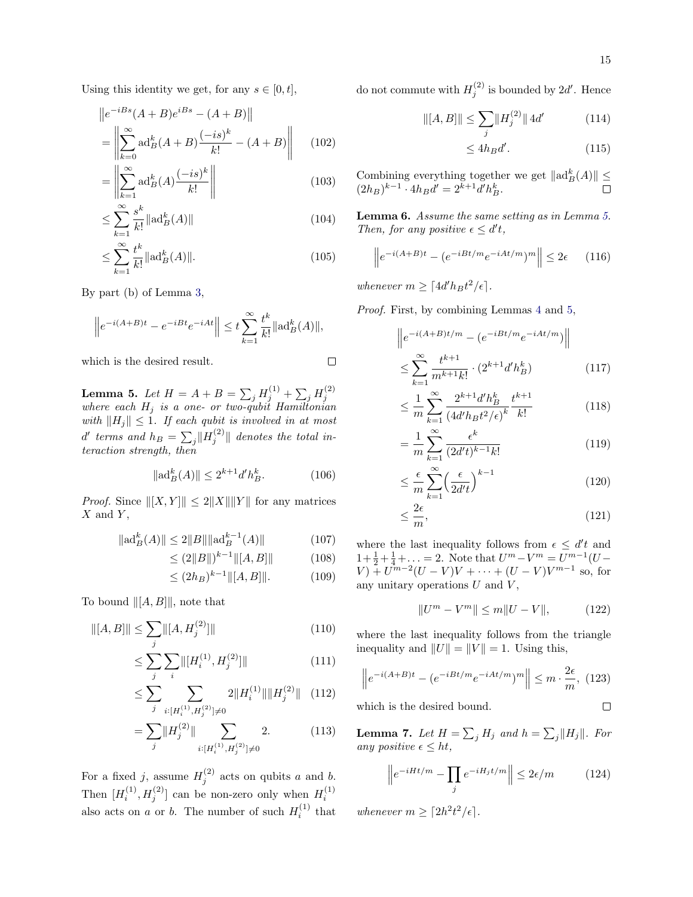Using this identity we get, for any $s \in [0,t]$,

$$\left\|e^{-iBs}(A+B)e^{iBs} - (A+B)\right\|$$

$$= \left\|\sum_{k=0}^{\infty} \mathrm{ad}_B^k(A+B)\frac{(-is)^k}{k!} - (A+B)\right\| \tag{102}$$

$$= \left\|\sum_{k=1}^{\infty} \mathrm{ad}_B^k(A)\frac{(-is)^k}{k!}\right\| \tag{103}$$

$$\leq \sum_{k=1}^{\infty} \frac{s^k}{k!}\|\mathrm{ad}_B^k(A)\| \tag{104}$$

$$\leq \sum_{k=1}^{\infty} \frac{t^k}{k!}\|\mathrm{ad}_B^k(A)\|. \tag{105}$$

By part (b) of Lemma 3,

$$\left\|e^{-i(A+B)t} - e^{-iBt}e^{-iAt}\right\| \leq t\sum_{k=1}^{\infty}\frac{t^k}{k!}\|\mathrm{ad}_B^k(A)\|,$$

which is the desired result. ∎

**Lemma 5.** *Let $H = A + B = \sum_j H_j^{(1)} + \sum_j H_j^{(2)}$ where each $H_j$ is a one- or two-qubit Hamiltonian with $\|H_j\| \leq 1$. If each qubit is involved in at most $d'$ terms and $h_B = \sum_j \|H_j^{(2)}\|$ denotes the total interaction strength, then*

$$\|\mathrm{ad}_B^k(A)\| \leq 2^{k+1}d'h_B^k. \tag{106}$$

*Proof.* Since $\|[X,Y]\| \leq 2\|X\|\|Y\|$ for any matrices $X$ and $Y$,

$$\|\mathrm{ad}_B^k(A)\| \leq 2\|B\|\|\mathrm{ad}_B^{k-1}(A)\| \tag{107}$$

$$\leq (2\|B\|)^{k-1}\|[A,B]\| \tag{108}$$

$$\leq (2h_B)^{k-1}\|[A,B]\|. \tag{109}$$

To bound $\|[A,B]\|$, note that

$$\|[A,B]\| \leq \sum_j \|[A, H_j^{(2)}]\| \tag{110}$$

$$\leq \sum_j \sum_i \|[H_i^{(1)}, H_j^{(2)}]\| \tag{111}$$

$$\leq \sum_j \sum_{i:[H_i^{(1)},H_j^{(2)}]\neq 0} 2\|H_i^{(1)}\|\|H_j^{(2)}\| \tag{112}$$

$$= \sum_j \|H_j^{(2)}\| \sum_{i:[H_i^{(1)},H_j^{(2)}]\neq 0} 2. \tag{113}$$

For a fixed $j$, assume $H_j^{(2)}$ acts on qubits $a$ and $b$. Then $[H_i^{(1)}, H_j^{(2)}]$ can be non-zero only when $H_i^{(1)}$ also acts on $a$ or $b$. The number of such $H_i^{(1)}$ that do not commute with $H_j^{(2)}$ is bounded by $2d'$. Hence

$$\|[A,B]\| \leq \sum_j \|H_j^{(2)}\| \, 4d' \tag{114}$$

$$\leq 4h_B d'. \tag{115}$$

Combining everything together we get $\|\mathrm{ad}_B^k(A)\| \leq (2h_B)^{k-1} \cdot 4h_B d' = 2^{k+1}d'h_B^k$. ∎

**Lemma 6.** *Assume the same setting as in Lemma 5. Then, for any positive $\epsilon \leq d't$,*

$$\left\|e^{-i(A+B)t} - (e^{-iBt/m}e^{-iAt/m})^m\right\| \leq 2\epsilon \tag{116}$$

*whenever $m \geq \lceil 4d'h_B t^2/\epsilon \rceil$.*

*Proof.* First, by combining Lemmas 4 and 5,

$$\left\|e^{-i(A+B)t/m} - (e^{-iBt/m}e^{-iAt/m})\right\|$$

$$\leq \sum_{k=1}^{\infty} \frac{t^{k+1}}{m^{k+1}k!} \cdot (2^{k+1}d'h_B^k) \tag{117}$$

$$\leq \frac{1}{m}\sum_{k=1}^{\infty} \frac{2^{k+1}d'h_B^k}{(4d'h_B t^2/\epsilon)^k}\frac{t^{k+1}}{k!} \tag{118}$$

$$= \frac{1}{m}\sum_{k=1}^{\infty} \frac{\epsilon^k}{(2d't)^{k-1}k!} \tag{119}$$

$$\leq \frac{\epsilon}{m}\sum_{k=1}^{\infty}\Big(\frac{\epsilon}{2d't}\Big)^{k-1} \tag{120}$$

$$\leq \frac{2\epsilon}{m}, \tag{121}$$

where the last inequality follows from $\epsilon \leq d't$ and $1 + \frac{1}{2} + \frac{1}{4} + \ldots = 2$. Note that $U^m - V^m = U^{m-1}(U - V) + U^{m-2}(U-V)V + \cdots + (U-V)V^{m-1}$ so, for any unitary operations $U$ and $V$,

$$\|U^m - V^m\| \leq m\|U - V\|, \tag{122}$$

where the last inequality follows from the triangle inequality and $\|U\| = \|V\| = 1$. Using this,

$$\left\|e^{-i(A+B)t} - (e^{-iBt/m}e^{-iAt/m})^m\right\| \leq m \cdot \frac{2\epsilon}{m}, \tag{123}$$

which is the desired bound. ∎

**Lemma 7.** *Let $H = \sum_j H_j$ and $h = \sum_j \|H_j\|$. For any positive $\epsilon \leq ht$,*

$$\left\|e^{-iHt/m} - \prod_j e^{-iH_j t/m}\right\| \leq 2\epsilon/m \tag{124}$$

*whenever $m \geq \lceil 2h^2t^2/\epsilon \rceil$.*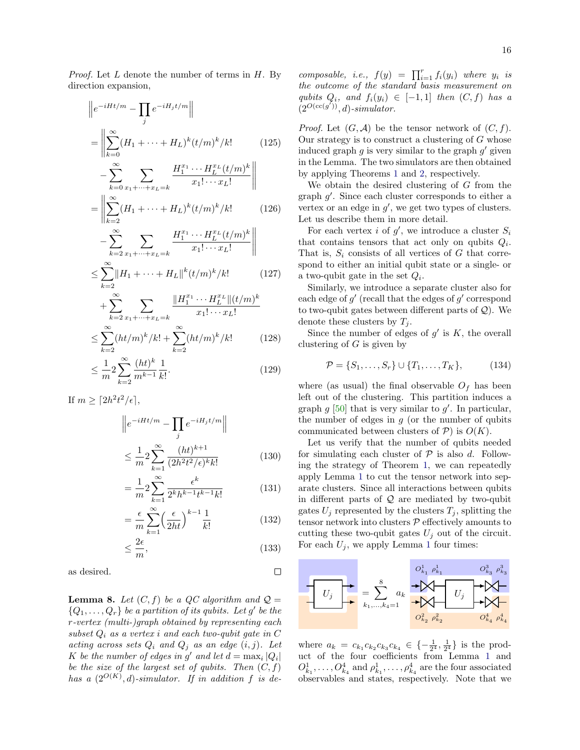*Proof.* Let $L$ denote the number of terms in $H$. By direction expansion,

$$
\begin{aligned}
&\left\| e^{-iHt/m} - \prod_j e^{-iH_j t/m} \right\| \\
&= \left\| \sum_{k=0}^{\infty} (H_1 + \cdots + H_L)^k (t/m)^k / k! \right. && (125) \\
&\quad \left. - \sum_{k=0}^{\infty} \sum_{x_1+\cdots+x_L=k} \frac{H_1^{x_1} \cdots H_L^{x_L} (t/m)^k}{x_1! \cdots x_L!} \right\| \\
&= \left\| \sum_{k=2}^{\infty} (H_1 + \cdots + H_L)^k (t/m)^k / k! \right. && (126) \\
&\quad \left. - \sum_{k=2}^{\infty} \sum_{x_1+\cdots+x_L=k} \frac{H_1^{x_1} \cdots H_L^{x_L} (t/m)^k}{x_1! \cdots x_L!} \right\| \\
&\leq \sum_{k=2}^{\infty} \|H_1 + \cdots + H_L\|^k (t/m)^k / k! && (127) \\
&\quad + \sum_{k=2}^{\infty} \sum_{x_1+\cdots+x_L=k} \frac{\|H_1^{x_1} \cdots H_L^{x_L}\| (t/m)^k}{x_1! \cdots x_L!} \\
&\leq \sum_{k=2}^{\infty} (ht/m)^k / k! + \sum_{k=2}^{\infty} (ht/m)^k / k! && (128) \\
&\leq \frac{1}{m} 2 \sum_{k=2}^{\infty} \frac{(ht)^k}{m^{k-1}} \frac{1}{k!}. && (129)
\end{aligned}
$$

If $m \geq \lceil 2h^2 t^2 / \epsilon \rceil$,

$$
\begin{aligned}
&\left\| e^{-iHt/m} - \prod_j e^{-iH_j t/m} \right\| \\
&\leq \frac{1}{m} 2 \sum_{k=1}^{\infty} \frac{(ht)^{k+1}}{(2h^2t^2/\epsilon)^k k!} && (130) \\
&= \frac{1}{m} 2 \sum_{k=1}^{\infty} \frac{\epsilon^k}{2^k h^{k-1} t^{k-1} k!} && (131) \\
&= \frac{\epsilon}{m} \sum_{k=1}^{\infty} \Big( \frac{\epsilon}{2ht} \Big)^{k-1} \frac{1}{k!} && (132) \\
&\leq \frac{2\epsilon}{m}, && (133)
\end{aligned}
$$

as desired. ∎

**Lemma 8.** *Let $(C, f)$ be a QC algorithm and $\mathcal{Q} = \{Q_1, \ldots, Q_r\}$ be a partition of its qubits. Let $g'$ be the $r$-vertex (multi-)graph obtained by representing each subset $Q_i$ as a vertex $i$ and each two-qubit gate in $C$ acting across sets $Q_i$ and $Q_j$ as an edge $(i, j)$. Let $K$ be the number of edges in $g'$ and let $d = \max_i |Q_i|$ be the size of the largest set of qubits. Then $(C, f)$ has a $(2^{O(K)}, d)$-simulator. If in addition $f$ is decomposable, i.e., $f(y) = \prod_{i=1}^r f_i(y_i)$ where $y_i$ is the outcome of the standard basis measurement on qubits $Q_i$, and $f_i(y_i) \in [-1, 1]$ then $(C, f)$ has a $(2^{O(\mathrm{cc}(g'))}, d)$-simulator.*

*Proof.* Let $(G, \mathcal{A})$ be the tensor network of $(C, f)$. Our strategy is to construct a clustering of $G$ whose induced graph $g$ is very similar to the graph $g'$ given in the Lemma. The two simulators are then obtained by applying Theorems 1 and 2, respectively.

We obtain the desired clustering of $G$ from the graph $g'$. Since each cluster corresponds to either a vertex or an edge in $g'$, we get two types of clusters. Let us describe them in more detail.

For each vertex $i$ of $g'$, we introduce a cluster $S_i$ that contains tensors that act only on qubits $Q_i$. That is, $S_i$ consists of all vertices of $G$ that correspond to either an initial qubit state or a single- or a two-qubit gate in the set $Q_i$.

Similarly, we introduce a separate cluster also for each edge of $g'$ (recall that the edges of $g'$ correspond to two-qubit gates between different parts of $\mathcal{Q}$). We denote these clusters by $T_j$.

Since the number of edges of $g'$ is $K$, the overall clustering of $G$ is given by

$$
\mathcal{P} = \{S_1, \ldots, S_r\} \cup \{T_1, \ldots, T_K\}, \tag{134}
$$

where (as usual) the final observable $O_f$ has been left out of the clustering. This partition induces a graph $g$ [50] that is very similar to $g'$. In particular, the number of edges in $g$ (or the number of qubits communicated between clusters of $\mathcal{P}$) is $O(K)$.

Let us verify that the number of qubits needed for simulating each cluster of $\mathcal{P}$ is also $d$. Following the strategy of Theorem 1, we can repeatedly apply Lemma 1 to cut the tensor network into separate clusters. Since all interactions between qubits in different parts of $\mathcal{Q}$ are mediated by two-qubit gates $U_j$ represented by the clusters $T_j$, splitting the tensor network into clusters $\mathcal{P}$ effectively amounts to cutting these two-qubit gates $U_j$ out of the circuit. For each $U_j$, we apply Lemma 1 four times:

$$
U_j = \sum_{k_1,\ldots,k_4=1}^{8} a_k \quad [O^1_{k_1}\,\rho^1_{k_1},\ O^2_{k_2}\,\rho^2_{k_2}] \; U_j \; [O^3_{k_3}\,\rho^3_{k_3},\ O^4_{k_4}\,\rho^4_{k_4}]
$$

where $a_k = c_{k_1} c_{k_2} c_{k_3} c_{k_4} \in \{-\frac{1}{2^4}, \frac{1}{2^4}\}$ is the product of the four coefficients from Lemma 1 and $O^1_{k_1}, \ldots, O^4_{k_4}$ and $\rho^1_{k_1}, \ldots, \rho^4_{k_4}$ are the four associated observables and states, respectively. Note that we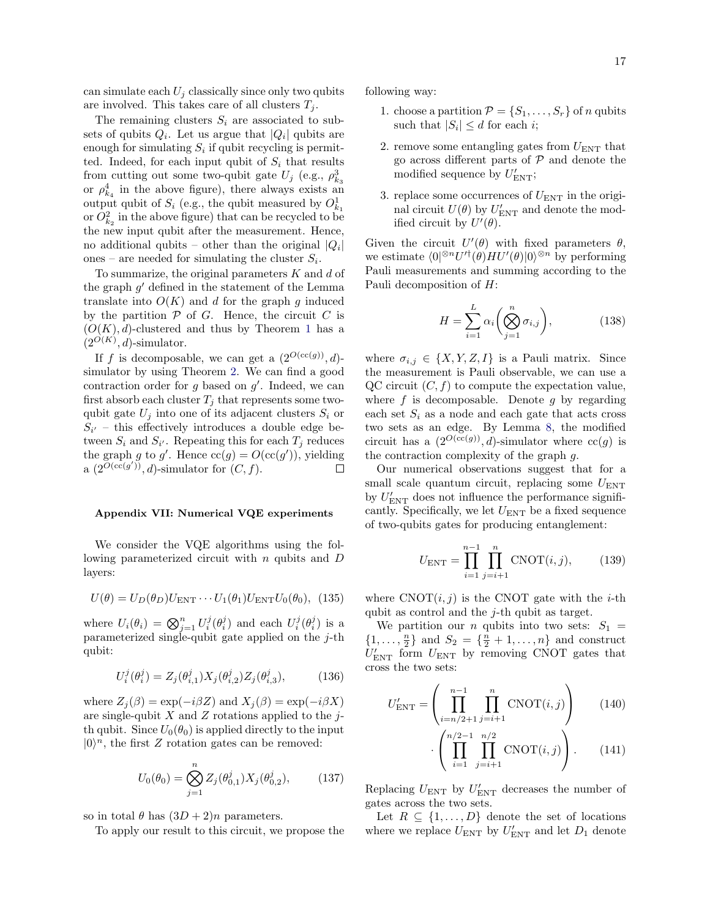can simulate each $U_j$ classically since only two qubits are involved. This takes care of all clusters $T_j$.

The remaining clusters $S_i$ are associated to subsets of qubits $Q_i$. Let us argue that $|Q_i|$ qubits are enough for simulating $S_i$ if qubit recycling is permitted. Indeed, for each input qubit of $S_i$ that results from cutting out some two-qubit gate $U_j$ (e.g., $\rho^3_{k_3}$ or $\rho^4_{k_4}$ in the above figure), there always exists an output qubit of $S_i$ (e.g., the qubit measured by $O^1_{k_1}$ or $O^2_{k_2}$ in the above figure) that can be recycled to be the new input qubit after the measurement. Hence, no additional qubits – other than the original $|Q_i|$ ones – are needed for simulating the cluster $S_i$.

To summarize, the original parameters $K$ and $d$ of the graph $g'$ defined in the statement of the Lemma translate into $O(K)$ and $d$ for the graph $g$ induced by the partition $\mathcal{P}$ of $G$. Hence, the circuit $C$ is $(O(K), d)$-clustered and thus by Theorem 1 has a $(2^{O(K)}, d)$-simulator.

If $f$ is decomposable, we can get a $(2^{O(\mathrm{cc}(g))}, d)$-simulator by using Theorem 2. We can find a good contraction order for $g$ based on $g'$. Indeed, we can first absorb each cluster $T_j$ that represents some two-qubit gate $U_j$ into one of its adjacent clusters $S_i$ or $S_{i'}$ – this effectively introduces a double edge between $S_i$ and $S_{i'}$. Repeating this for each $T_j$ reduces the graph $g$ to $g'$. Hence $\mathrm{cc}(g) = O(\mathrm{cc}(g'))$, yielding a $(2^{O(\mathrm{cc}(g'))}, d)$-simulator for $(C, f)$. □

**Appendix VII: Numerical VQE experiments**

We consider the VQE algorithms using the following parameterized circuit with $n$ qubits and $D$ layers:

$$U(\theta) = U_D(\theta_D)U_{\mathrm{ENT}} \cdots U_1(\theta_1)U_{\mathrm{ENT}}U_0(\theta_0), \quad (135)$$

where $U_i(\theta_i) = \bigotimes_{j=1}^{n} U_i^j(\theta_i^j)$ and each $U_i^j(\theta_i^j)$ is a parameterized single-qubit gate applied on the $j$-th qubit:

$$U_i^j(\theta_i^j) = Z_j(\theta_{i,1}^j)X_j(\theta_{i,2}^j)Z_j(\theta_{i,3}^j), \quad (136)$$

where $Z_j(\beta) = \exp(-i\beta Z)$ and $X_j(\beta) = \exp(-i\beta X)$ are single-qubit $X$ and $Z$ rotations applied to the $j$-th qubit. Since $U_0(\theta_0)$ is applied directly to the input $|0\rangle^n$, the first $Z$ rotation gates can be removed:

$$U_0(\theta_0) = \bigotimes_{j=1}^{n} Z_j(\theta_{0,1}^j)X_j(\theta_{0,2}^j), \quad (137)$$

so in total $\theta$ has $(3D+2)n$ parameters.

To apply our result to this circuit, we propose the following way:

1. choose a partition $\mathcal{P} = \{S_1, \ldots, S_r\}$ of $n$ qubits such that $|S_i| \le d$ for each $i$;
2. remove some entangling gates from $U_{\mathrm{ENT}}$ that go across different parts of $\mathcal{P}$ and denote the modified sequence by $U'_{\mathrm{ENT}}$;
3. replace some occurrences of $U_{\mathrm{ENT}}$ in the original circuit $U(\theta)$ by $U'_{\mathrm{ENT}}$ and denote the modified circuit by $U'(\theta)$.

Given the circuit $U'(\theta)$ with fixed parameters $\theta$, we estimate $\langle 0|^{\otimes n} U'^{\dagger}(\theta) H U'(\theta) |0\rangle^{\otimes n}$ by performing Pauli measurements and summing according to the Pauli decomposition of $H$:

$$H = \sum_{i=1}^{L} \alpha_i \bigg( \bigotimes_{j=1}^{n} \sigma_{i,j} \bigg), \quad (138)$$

where $\sigma_{i,j} \in \{X, Y, Z, I\}$ is a Pauli matrix. Since the measurement is Pauli observable, we can use a QC circuit $(C, f)$ to compute the expectation value, where $f$ is decomposable. Denote $g$ by regarding each set $S_i$ as a node and each gate that acts cross two sets as an edge. By Lemma 8, the modified circuit has a $(2^{O(\mathrm{cc}(g))}, d)$-simulator where $\mathrm{cc}(g)$ is the contraction complexity of the graph $g$.

Our numerical observations suggest that for a small scale quantum circuit, replacing some $U_{\mathrm{ENT}}$ by $U'_{\mathrm{ENT}}$ does not influence the performance significantly. Specifically, we let $U_{\mathrm{ENT}}$ be a fixed sequence of two-qubits gates for producing entanglement:

$$U_{\mathrm{ENT}} = \prod_{i=1}^{n-1} \prod_{j=i+1}^{n} \mathrm{CNOT}(i,j), \quad (139)$$

where $\mathrm{CNOT}(i,j)$ is the CNOT gate with the $i$-th qubit as control and the $j$-th qubit as target.

We partition our $n$ qubits into two sets: $S_1 = \{1, \ldots, \frac{n}{2}\}$ and $S_2 = \{\frac{n}{2}+1, \ldots, n\}$ and construct $U'_{\mathrm{ENT}}$ form $U_{\mathrm{ENT}}$ by removing CNOT gates that cross the two sets:

$$U'_{\mathrm{ENT}} = \left( \prod_{i=n/2+1}^{n-1} \prod_{j=i+1}^{n} \mathrm{CNOT}(i,j) \right) \quad (140)$$

$$\cdot \left( \prod_{i=1}^{n/2-1} \prod_{j=i+1}^{n/2} \mathrm{CNOT}(i,j) \right). \quad (141)$$

Replacing $U_{\mathrm{ENT}}$ by $U'_{\mathrm{ENT}}$ decreases the number of gates across the two sets.

Let $R \subseteq \{1, \ldots, D\}$ denote the set of locations where we replace $U_{\mathrm{ENT}}$ by $U'_{\mathrm{ENT}}$ and let $D_1$ denote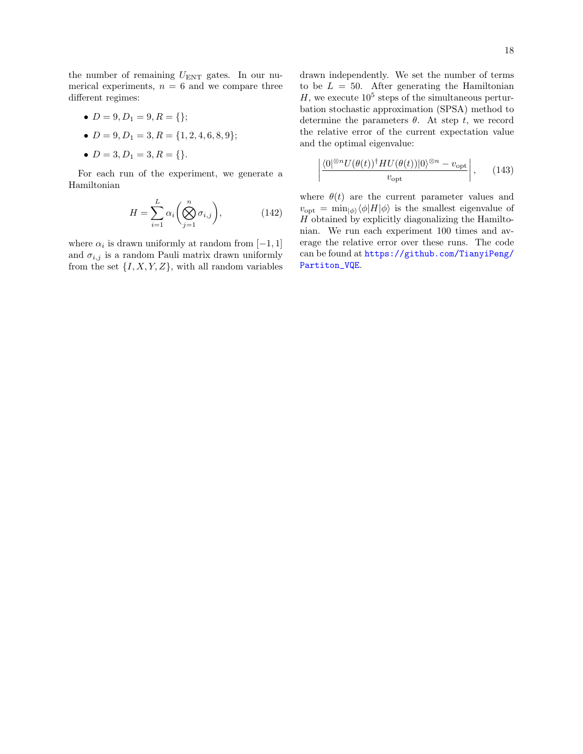the number of remaining $U_{\text{ENT}}$ gates. In our numerical experiments, $n = 6$ and we compare three different regimes:

- $D = 9, D_1 = 9, R = \{\}$;
- $D = 9, D_1 = 3, R = \{1, 2, 4, 6, 8, 9\}$;
- $D = 3, D_1 = 3, R = \{\}$.

For each run of the experiment, we generate a Hamiltonian

$$H = \sum_{i=1}^{L} \alpha_i \left( \bigotimes_{j=1}^{n} \sigma_{i,j} \right), \tag{142}$$

where $\alpha_i$ is drawn uniformly at random from $[-1, 1]$ and $\sigma_{i,j}$ is a random Pauli matrix drawn uniformly from the set $\{I, X, Y, Z\}$, with all random variables drawn independently. We set the number of terms to be $L = 50$. After generating the Hamiltonian $H$, we execute $10^5$ steps of the simultaneous perturbation stochastic approximation (SPSA) method to determine the parameters $\theta$. At step $t$, we record the relative error of the current expectation value and the optimal eigenvalue:

$$\left| \frac{\langle 0|^{\otimes n} U(\theta(t))^\dagger H U(\theta(t)) |0\rangle^{\otimes n} - v_{\text{opt}}}{v_{\text{opt}}} \right|, \tag{143}$$

where $\theta(t)$ are the current parameter values and $v_{\text{opt}} = \min_{|\phi\rangle} \langle \phi | H | \phi \rangle$ is the smallest eigenvalue of $H$ obtained by explicitly diagonalizing the Hamiltonian. We run each experiment 100 times and average the relative error over these runs. The code can be found at https://github.com/TianyiPeng/Partiton_VQE.